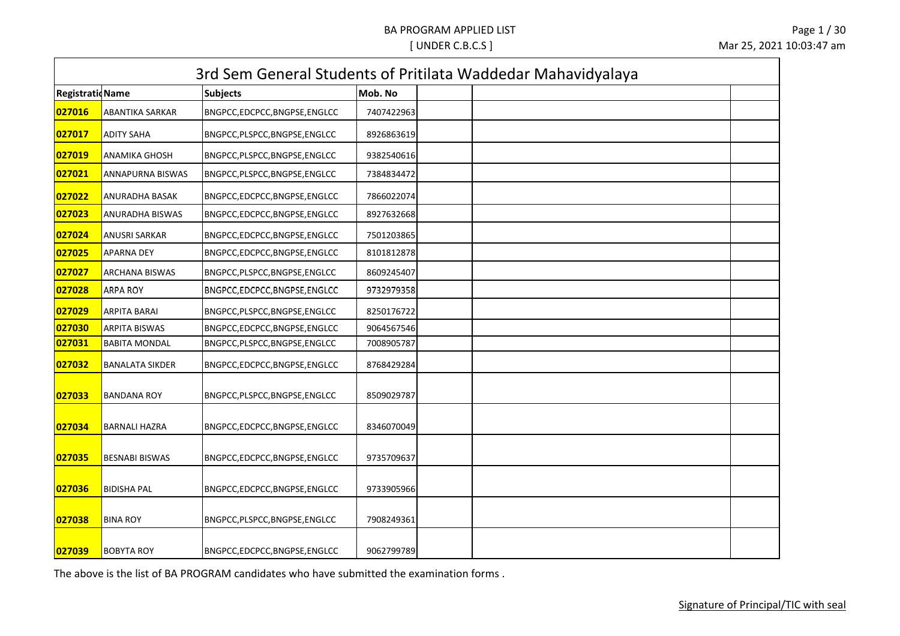BA PROGRAM APPLIED LIST

[ UNDER C.B.C.S ]

Mar 25, 2021 10:03:47 am

## 3rd Sem General Students of Pritilata Waddedar Mahavidyalaya

| Registratio | Name | Subjects | Mob. No | | | |
|---|---|---|---|---|---|---|
| 027016 | ABANTIKA SARKAR | BNGPCC,EDCPCC,BNGPSE,ENGLCC | 7407422963 | | | |
| 027017 | ADITY SAHA | BNGPCC,PLSPCC,BNGPSE,ENGLCC | 8926863619 | | | |
| 027019 | ANAMIKA GHOSH | BNGPCC,PLSPCC,BNGPSE,ENGLCC | 9382540616 | | | |
| 027021 | ANNAPURNA BISWAS | BNGPCC,PLSPCC,BNGPSE,ENGLCC | 7384834472 | | | |
| 027022 | ANURADHA BASAK | BNGPCC,EDCPCC,BNGPSE,ENGLCC | 7866022074 | | | |
| 027023 | ANURADHA BISWAS | BNGPCC,EDCPCC,BNGPSE,ENGLCC | 8927632668 | | | |
| 027024 | ANUSRI SARKAR | BNGPCC,EDCPCC,BNGPSE,ENGLCC | 7501203865 | | | |
| 027025 | APARNA DEY | BNGPCC,EDCPCC,BNGPSE,ENGLCC | 8101812878 | | | |
| 027027 | ARCHANA BISWAS | BNGPCC,PLSPCC,BNGPSE,ENGLCC | 8609245407 | | | |
| 027028 | ARPA ROY | BNGPCC,EDCPCC,BNGPSE,ENGLCC | 9732979358 | | | |
| 027029 | ARPITA BARAI | BNGPCC,PLSPCC,BNGPSE,ENGLCC | 8250176722 | | | |
| 027030 | ARPITA BISWAS | BNGPCC,EDCPCC,BNGPSE,ENGLCC | 9064567546 | | | |
| 027031 | BABITA MONDAL | BNGPCC,PLSPCC,BNGPSE,ENGLCC | 7008905787 | | | |
| 027032 | BANALATA SIKDER | BNGPCC,EDCPCC,BNGPSE,ENGLCC | 8768429284 | | | |
| 027033 | BANDANA ROY | BNGPCC,PLSPCC,BNGPSE,ENGLCC | 8509029787 | | | |
| 027034 | BARNALI HAZRA | BNGPCC,EDCPCC,BNGPSE,ENGLCC | 8346070049 | | | |
| 027035 | BESNABI BISWAS | BNGPCC,EDCPCC,BNGPSE,ENGLCC | 9735709637 | | | |
| 027036 | BIDISHA PAL | BNGPCC,EDCPCC,BNGPSE,ENGLCC | 9733905966 | | | |
| 027038 | BINA ROY | BNGPCC,PLSPCC,BNGPSE,ENGLCC | 7908249361 | | | |
| 027039 | BOBYTA ROY | BNGPCC,EDCPCC,BNGPSE,ENGLCC | 9062799789 | | | |

The above is the list of BA PROGRAM candidates who have submitted the examination forms .

Signature of Principal/TIC with seal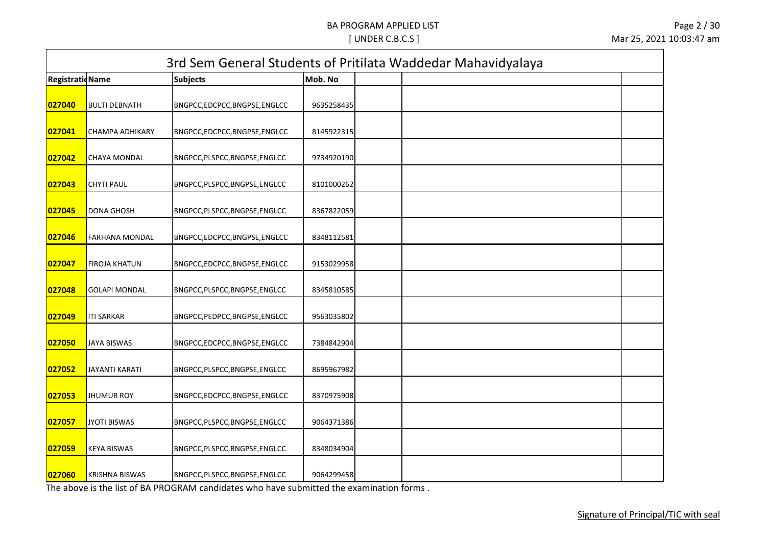BA PROGRAM APPLIED LIST

[ UNDER C.B.C.S ]

## 3rd Sem General Students of Pritilata Waddedar Mahavidyalaya

| Registratio Name | | Subjects | Mob. No | | | |
|---|---|---|---|---|---|---|
| 027040 | BULTI DEBNATH | BNGPCC,EDCPCC,BNGPSE,ENGLCC | 9635258435 | | | |
| 027041 | CHAMPA ADHIKARY | BNGPCC,EDCPCC,BNGPSE,ENGLCC | 8145922315 | | | |
| 027042 | CHAYA MONDAL | BNGPCC,PLSPCC,BNGPSE,ENGLCC | 9734920190 | | | |
| 027043 | CHYTI PAUL | BNGPCC,PLSPCC,BNGPSE,ENGLCC | 8101000262 | | | |
| 027045 | DONA GHOSH | BNGPCC,PLSPCC,BNGPSE,ENGLCC | 8367822059 | | | |
| 027046 | FARHANA MONDAL | BNGPCC,EDCPCC,BNGPSE,ENGLCC | 8348112581 | | | |
| 027047 | FIROJA KHATUN | BNGPCC,EDCPCC,BNGPSE,ENGLCC | 9153029958 | | | |
| 027048 | GOLAPI MONDAL | BNGPCC,PLSPCC,BNGPSE,ENGLCC | 8345810585 | | | |
| 027049 | ITI SARKAR | BNGPCC,PEDPCC,BNGPSE,ENGLCC | 9563035802 | | | |
| 027050 | JAYA BISWAS | BNGPCC,EDCPCC,BNGPSE,ENGLCC | 7384842904 | | | |
| 027052 | JAYANTI KARATI | BNGPCC,PLSPCC,BNGPSE,ENGLCC | 8695967982 | | | |
| 027053 | JHUMUR ROY | BNGPCC,EDCPCC,BNGPSE,ENGLCC | 8370975908 | | | |
| 027057 | JYOTI BISWAS | BNGPCC,PLSPCC,BNGPSE,ENGLCC | 9064371386 | | | |
| 027059 | KEYA BISWAS | BNGPCC,PLSPCC,BNGPSE,ENGLCC | 8348034904 | | | |
| 027060 | KRISHNA BISWAS | BNGPCC,PLSPCC,BNGPSE,ENGLCC | 9064299458 | | | |

The above is the list of BA PROGRAM candidates who have submitted the examination forms .

Signature of Principal/TIC with seal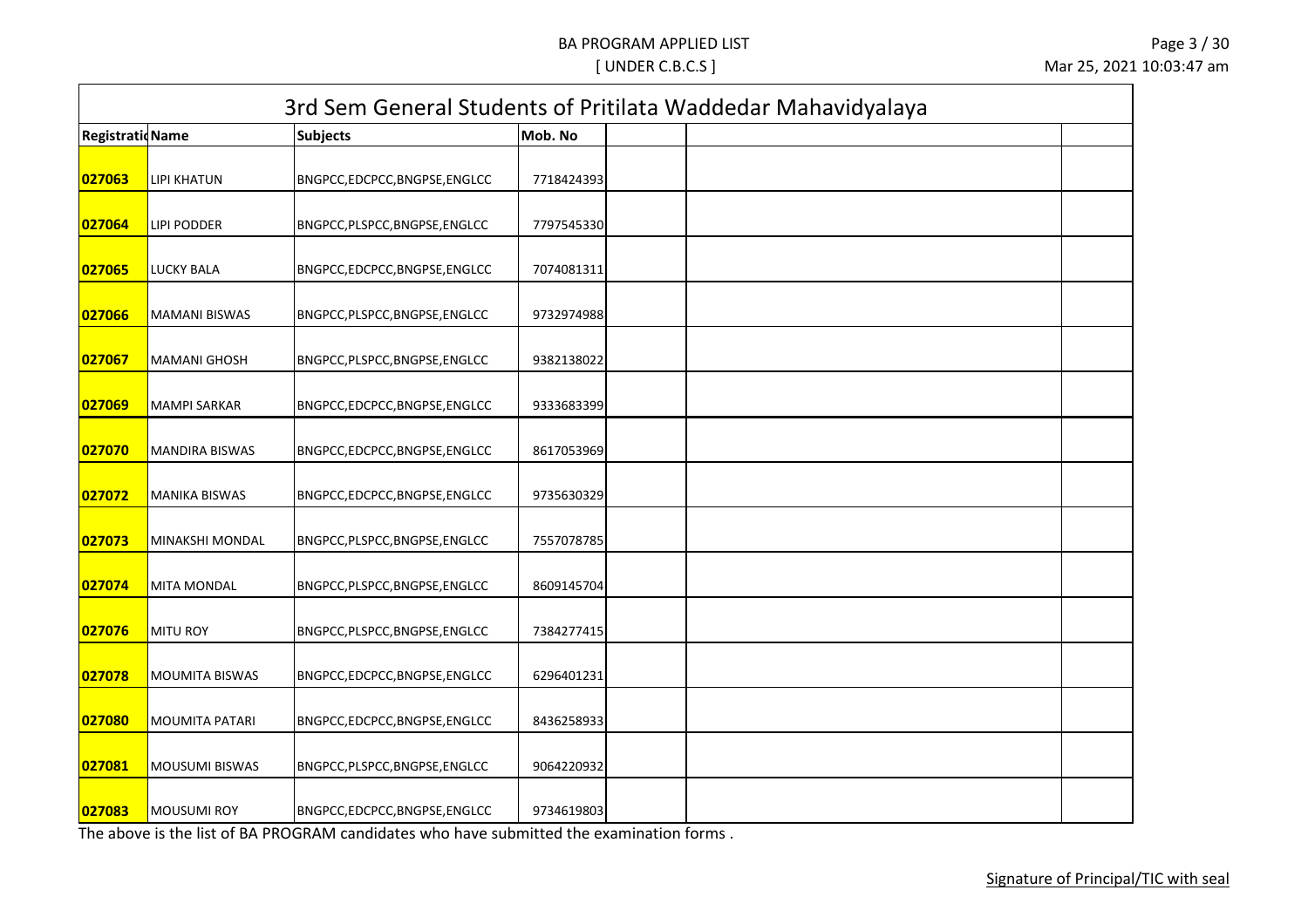BA PROGRAM APPLIED LIST

[ UNDER C.B.C.S ]

## 3rd Sem General Students of Pritilata Waddedar Mahavidyalaya

| Registratic | Name | Subjects | Mob. No | | | |
|---|---|---|---|---|---|---|
| 027063 | LIPI KHATUN | BNGPCC,EDCPCC,BNGPSE,ENGLCC | 7718424393 | | | |
| 027064 | LIPI PODDER | BNGPCC,PLSPCC,BNGPSE,ENGLCC | 7797545330 | | | |
| 027065 | LUCKY BALA | BNGPCC,EDCPCC,BNGPSE,ENGLCC | 7074081311 | | | |
| 027066 | MAMANI BISWAS | BNGPCC,PLSPCC,BNGPSE,ENGLCC | 9732974988 | | | |
| 027067 | MAMANI GHOSH | BNGPCC,PLSPCC,BNGPSE,ENGLCC | 9382138022 | | | |
| 027069 | MAMPI SARKAR | BNGPCC,EDCPCC,BNGPSE,ENGLCC | 9333683399 | | | |
| 027070 | MANDIRA BISWAS | BNGPCC,EDCPCC,BNGPSE,ENGLCC | 8617053969 | | | |
| 027072 | MANIKA BISWAS | BNGPCC,EDCPCC,BNGPSE,ENGLCC | 9735630329 | | | |
| 027073 | MINAKSHI MONDAL | BNGPCC,PLSPCC,BNGPSE,ENGLCC | 7557078785 | | | |
| 027074 | MITA MONDAL | BNGPCC,PLSPCC,BNGPSE,ENGLCC | 8609145704 | | | |
| 027076 | MITU ROY | BNGPCC,PLSPCC,BNGPSE,ENGLCC | 7384277415 | | | |
| 027078 | MOUMITA BISWAS | BNGPCC,EDCPCC,BNGPSE,ENGLCC | 6296401231 | | | |
| 027080 | MOUMITA PATARI | BNGPCC,EDCPCC,BNGPSE,ENGLCC | 8436258933 | | | |
| 027081 | MOUSUMI BISWAS | BNGPCC,PLSPCC,BNGPSE,ENGLCC | 9064220932 | | | |
| 027083 | MOUSUMI ROY | BNGPCC,EDCPCC,BNGPSE,ENGLCC | 9734619803 | | | |

The above is the list of BA PROGRAM candidates who have submitted the examination forms .

Signature of Principal/TIC with seal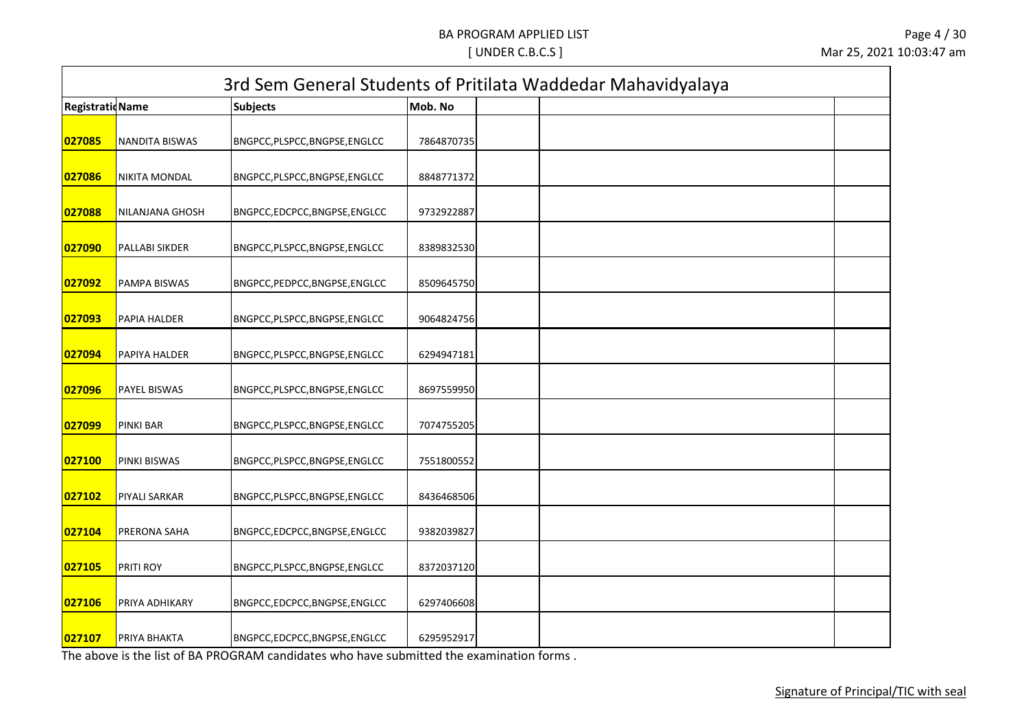BA PROGRAM APPLIED LIST

[ UNDER C.B.C.S ]

## 3rd Sem General Students of Pritilata Waddedar Mahavidyalaya

| Registratio Name | | Subjects | Mob. No | | | |
|---|---|---|---|---|---|---|
| 027085 | NANDITA BISWAS | BNGPCC,PLSPCC,BNGPSE,ENGLCC | 7864870735 | | | |
| 027086 | NIKITA MONDAL | BNGPCC,PLSPCC,BNGPSE,ENGLCC | 8848771372 | | | |
| 027088 | NILANJANA GHOSH | BNGPCC,EDCPCC,BNGPSE,ENGLCC | 9732922887 | | | |
| 027090 | PALLABI SIKDER | BNGPCC,PLSPCC,BNGPSE,ENGLCC | 8389832530 | | | |
| 027092 | PAMPA BISWAS | BNGPCC,PEDPCC,BNGPSE,ENGLCC | 8509645750 | | | |
| 027093 | PAPIA HALDER | BNGPCC,PLSPCC,BNGPSE,ENGLCC | 9064824756 | | | |
| 027094 | PAPIYA HALDER | BNGPCC,PLSPCC,BNGPSE,ENGLCC | 6294947181 | | | |
| 027096 | PAYEL BISWAS | BNGPCC,PLSPCC,BNGPSE,ENGLCC | 8697559950 | | | |
| 027099 | PINKI BAR | BNGPCC,PLSPCC,BNGPSE,ENGLCC | 7074755205 | | | |
| 027100 | PINKI BISWAS | BNGPCC,PLSPCC,BNGPSE,ENGLCC | 7551800552 | | | |
| 027102 | PIYALI SARKAR | BNGPCC,PLSPCC,BNGPSE,ENGLCC | 8436468506 | | | |
| 027104 | PRERONA SAHA | BNGPCC,EDCPCC,BNGPSE,ENGLCC | 9382039827 | | | |
| 027105 | PRITI ROY | BNGPCC,PLSPCC,BNGPSE,ENGLCC | 8372037120 | | | |
| 027106 | PRIYA ADHIKARY | BNGPCC,EDCPCC,BNGPSE,ENGLCC | 6297406608 | | | |
| 027107 | PRIYA BHAKTA | BNGPCC,EDCPCC,BNGPSE,ENGLCC | 6295952917 | | | |

The above is the list of BA PROGRAM candidates who have submitted the examination forms .

Signature of Principal/TIC with seal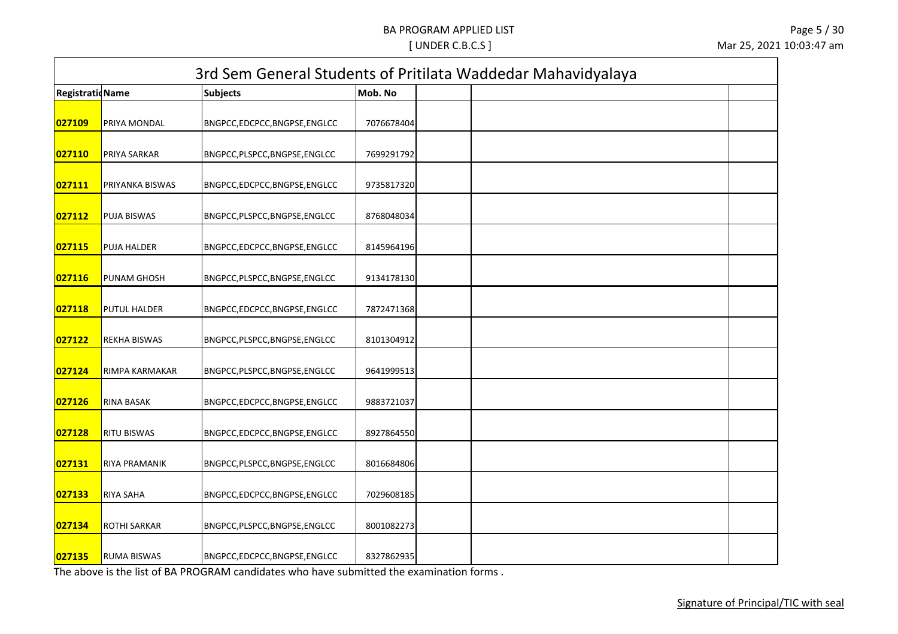BA PROGRAM APPLIED LIST

[ UNDER C.B.C.S ]

Mar 25, 2021 10:03:47 am

## 3rd Sem General Students of Pritilata Waddedar Mahavidyalaya

| Registratio Name | | Subjects | Mob. No | | | |
|---|---|---|---|---|---|---|
| 027109 | PRIYA MONDAL | BNGPCC,EDCPCC,BNGPSE,ENGLCC | 7076678404 | | | |
| 027110 | PRIYA SARKAR | BNGPCC,PLSPCC,BNGPSE,ENGLCC | 7699291792 | | | |
| 027111 | PRIYANKA BISWAS | BNGPCC,EDCPCC,BNGPSE,ENGLCC | 9735817320 | | | |
| 027112 | PUJA BISWAS | BNGPCC,PLSPCC,BNGPSE,ENGLCC | 8768048034 | | | |
| 027115 | PUJA HALDER | BNGPCC,EDCPCC,BNGPSE,ENGLCC | 8145964196 | | | |
| 027116 | PUNAM GHOSH | BNGPCC,PLSPCC,BNGPSE,ENGLCC | 9134178130 | | | |
| 027118 | PUTUL HALDER | BNGPCC,EDCPCC,BNGPSE,ENGLCC | 7872471368 | | | |
| 027122 | REKHA BISWAS | BNGPCC,PLSPCC,BNGPSE,ENGLCC | 8101304912 | | | |
| 027124 | RIMPA KARMAKAR | BNGPCC,PLSPCC,BNGPSE,ENGLCC | 9641999513 | | | |
| 027126 | RINA BASAK | BNGPCC,EDCPCC,BNGPSE,ENGLCC | 9883721037 | | | |
| 027128 | RITU BISWAS | BNGPCC,EDCPCC,BNGPSE,ENGLCC | 8927864550 | | | |
| 027131 | RIYA PRAMANIK | BNGPCC,PLSPCC,BNGPSE,ENGLCC | 8016684806 | | | |
| 027133 | RIYA SAHA | BNGPCC,EDCPCC,BNGPSE,ENGLCC | 7029608185 | | | |
| 027134 | ROTHI SARKAR | BNGPCC,PLSPCC,BNGPSE,ENGLCC | 8001082273 | | | |
| 027135 | RUMA BISWAS | BNGPCC,EDCPCC,BNGPSE,ENGLCC | 8327862935 | | | |

The above is the list of BA PROGRAM candidates who have submitted the examination forms .

Signature of Principal/TIC with seal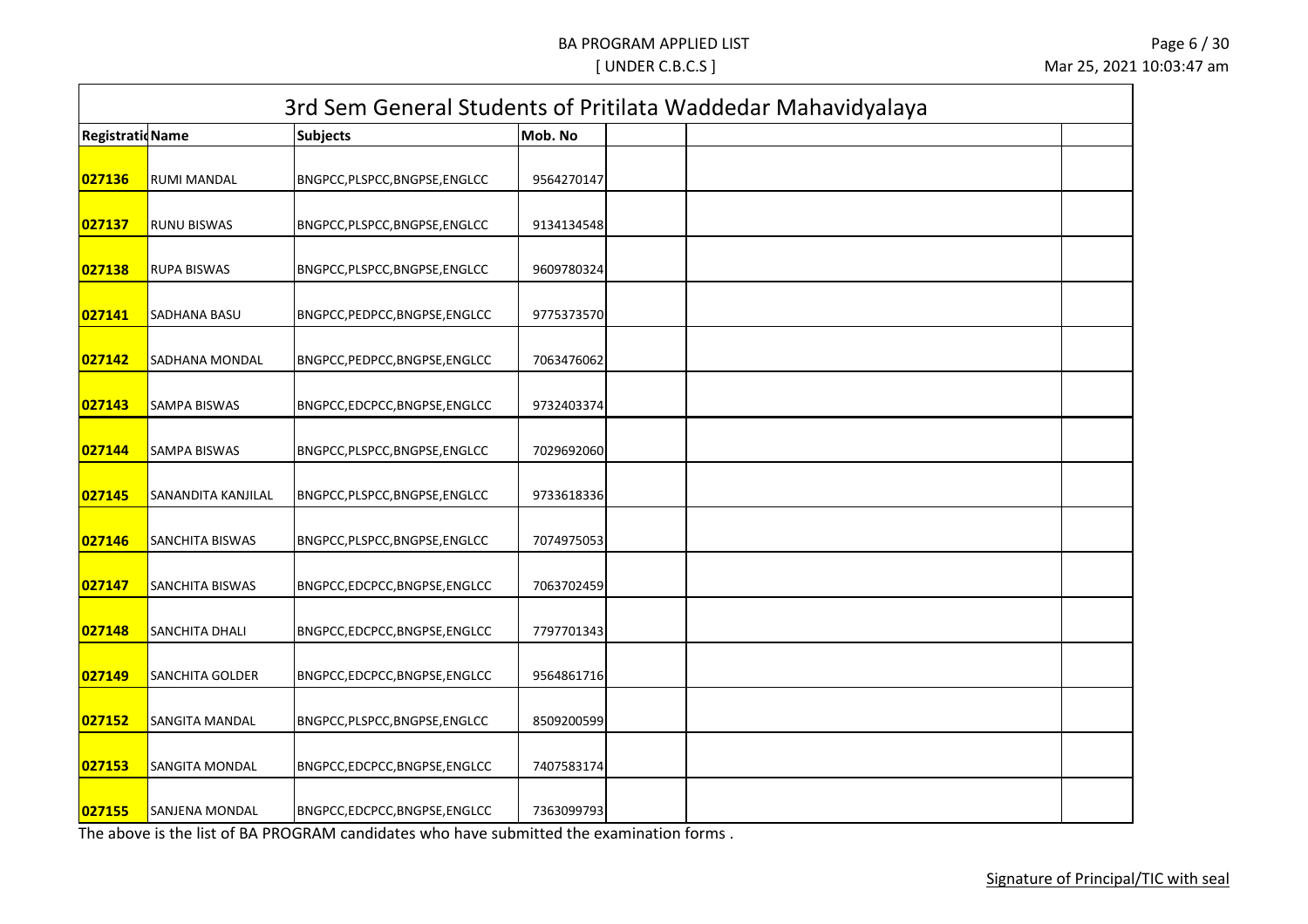BA PROGRAM APPLIED LIST

[ UNDER C.B.C.S ]

Mar 25, 2021 10:03:47 am

## 3rd Sem General Students of Pritilata Waddedar Mahavidyalaya

| Registratio | Name | Subjects | Mob. No | | | |
|---|---|---|---|---|---|---|
| 027136 | RUMI MANDAL | BNGPCC,PLSPCC,BNGPSE,ENGLCC | 9564270147 | | | |
| 027137 | RUNU BISWAS | BNGPCC,PLSPCC,BNGPSE,ENGLCC | 9134134548 | | | |
| 027138 | RUPA BISWAS | BNGPCC,PLSPCC,BNGPSE,ENGLCC | 9609780324 | | | |
| 027141 | SADHANA BASU | BNGPCC,PEDPCC,BNGPSE,ENGLCC | 9775373570 | | | |
| 027142 | SADHANA MONDAL | BNGPCC,PEDPCC,BNGPSE,ENGLCC | 7063476062 | | | |
| 027143 | SAMPA BISWAS | BNGPCC,EDCPCC,BNGPSE,ENGLCC | 9732403374 | | | |
| 027144 | SAMPA BISWAS | BNGPCC,PLSPCC,BNGPSE,ENGLCC | 7029692060 | | | |
| 027145 | SANANDITA KANJILAL | BNGPCC,PLSPCC,BNGPSE,ENGLCC | 9733618336 | | | |
| 027146 | SANCHITA BISWAS | BNGPCC,PLSPCC,BNGPSE,ENGLCC | 7074975053 | | | |
| 027147 | SANCHITA BISWAS | BNGPCC,EDCPCC,BNGPSE,ENGLCC | 7063702459 | | | |
| 027148 | SANCHITA DHALI | BNGPCC,EDCPCC,BNGPSE,ENGLCC | 7797701343 | | | |
| 027149 | SANCHITA GOLDER | BNGPCC,EDCPCC,BNGPSE,ENGLCC | 9564861716 | | | |
| 027152 | SANGITA MANDAL | BNGPCC,PLSPCC,BNGPSE,ENGLCC | 8509200599 | | | |
| 027153 | SANGITA MONDAL | BNGPCC,EDCPCC,BNGPSE,ENGLCC | 7407583174 | | | |
| 027155 | SANJENA MONDAL | BNGPCC,EDCPCC,BNGPSE,ENGLCC | 7363099793 | | | |

The above is the list of BA PROGRAM candidates who have submitted the examination forms .

Signature of Principal/TIC with seal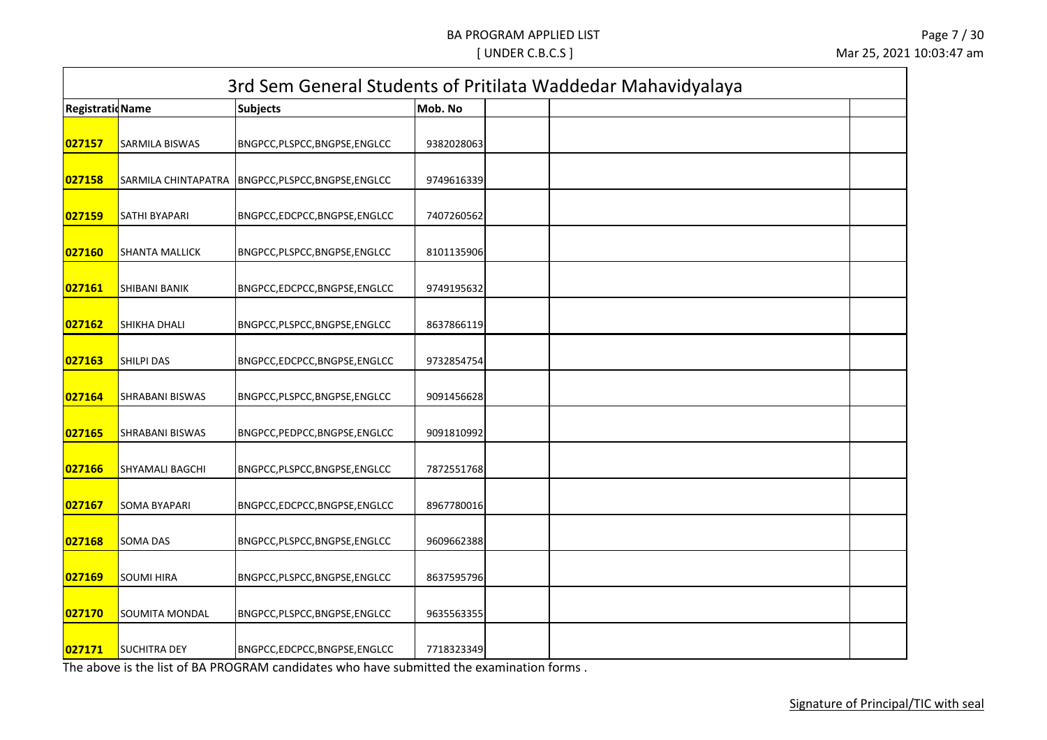BA PROGRAM APPLIED LIST

[ UNDER C.B.C.S ]

Mar 25, 2021 10:03:47 am

| 3rd Sem General Students of Pritilata Waddedar Mahavidyalaya | | | | | | |
|---|---|---|---|---|---|---|
| Registratio Name | | Subjects | Mob. No | | | |
| 027157 | SARMILA BISWAS | BNGPCC,PLSPCC,BNGPSE,ENGLCC | 9382028063 | | | |
| 027158 | SARMILA CHINTAPATRA | BNGPCC,PLSPCC,BNGPSE,ENGLCC | 9749616339 | | | |
| 027159 | SATHI BYAPARI | BNGPCC,EDCPCC,BNGPSE,ENGLCC | 7407260562 | | | |
| 027160 | SHANTA MALLICK | BNGPCC,PLSPCC,BNGPSE,ENGLCC | 8101135906 | | | |
| 027161 | SHIBANI BANIK | BNGPCC,EDCPCC,BNGPSE,ENGLCC | 9749195632 | | | |
| 027162 | SHIKHA DHALI | BNGPCC,PLSPCC,BNGPSE,ENGLCC | 8637866119 | | | |
| 027163 | SHILPI DAS | BNGPCC,EDCPCC,BNGPSE,ENGLCC | 9732854754 | | | |
| 027164 | SHRABANI BISWAS | BNGPCC,PLSPCC,BNGPSE,ENGLCC | 9091456628 | | | |
| 027165 | SHRABANI BISWAS | BNGPCC,PEDPCC,BNGPSE,ENGLCC | 9091810992 | | | |
| 027166 | SHYAMALI BAGCHI | BNGPCC,PLSPCC,BNGPSE,ENGLCC | 7872551768 | | | |
| 027167 | SOMA BYAPARI | BNGPCC,EDCPCC,BNGPSE,ENGLCC | 8967780016 | | | |
| 027168 | SOMA DAS | BNGPCC,PLSPCC,BNGPSE,ENGLCC | 9609662388 | | | |
| 027169 | SOUMI HIRA | BNGPCC,PLSPCC,BNGPSE,ENGLCC | 8637595796 | | | |
| 027170 | SOUMITA MONDAL | BNGPCC,PLSPCC,BNGPSE,ENGLCC | 9635563355 | | | |
| 027171 | SUCHITRA DEY | BNGPCC,EDCPCC,BNGPSE,ENGLCC | 7718323349 | | | |

The above is the list of BA PROGRAM candidates who have submitted the examination forms .

Signature of Principal/TIC with seal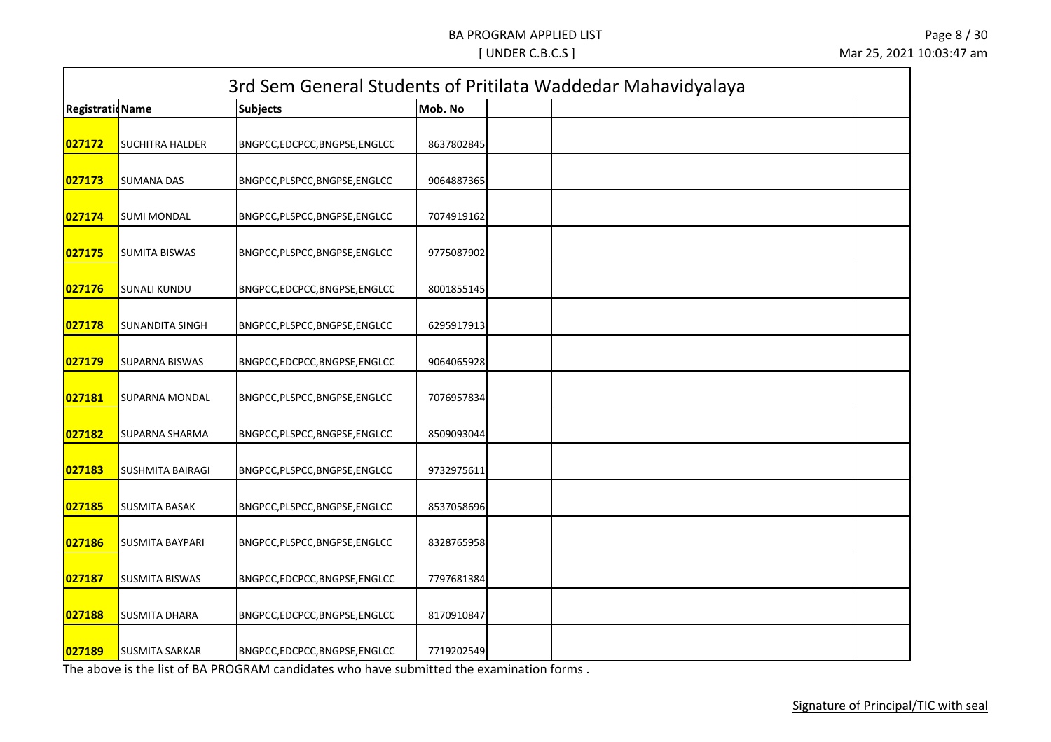BA PROGRAM APPLIED LIST

[ UNDER C.B.C.S ]

| 3rd Sem General Students of Pritilata Waddedar Mahavidyalaya | | | | | | |
|---|---|---|---|---|---|---|
| **Registratio** | **Name** | **Subjects** | **Mob. No** | | | |
| 027172 | SUCHITRA HALDER | BNGPCC,EDCPCC,BNGPSE,ENGLCC | 8637802845 | | | |
| 027173 | SUMANA DAS | BNGPCC,PLSPCC,BNGPSE,ENGLCC | 9064887365 | | | |
| 027174 | SUMI MONDAL | BNGPCC,PLSPCC,BNGPSE,ENGLCC | 7074919162 | | | |
| 027175 | SUMITA BISWAS | BNGPCC,PLSPCC,BNGPSE,ENGLCC | 9775087902 | | | |
| 027176 | SUNALI KUNDU | BNGPCC,EDCPCC,BNGPSE,ENGLCC | 8001855145 | | | |
| 027178 | SUNANDITA SINGH | BNGPCC,PLSPCC,BNGPSE,ENGLCC | 6295917913 | | | |
| 027179 | SUPARNA BISWAS | BNGPCC,EDCPCC,BNGPSE,ENGLCC | 9064065928 | | | |
| 027181 | SUPARNA MONDAL | BNGPCC,PLSPCC,BNGPSE,ENGLCC | 7076957834 | | | |
| 027182 | SUPARNA SHARMA | BNGPCC,PLSPCC,BNGPSE,ENGLCC | 8509093044 | | | |
| 027183 | SUSHMITA BAIRAGI | BNGPCC,PLSPCC,BNGPSE,ENGLCC | 9732975611 | | | |
| 027185 | SUSMITA BASAK | BNGPCC,PLSPCC,BNGPSE,ENGLCC | 8537058696 | | | |
| 027186 | SUSMITA BAYPARI | BNGPCC,PLSPCC,BNGPSE,ENGLCC | 8328765958 | | | |
| 027187 | SUSMITA BISWAS | BNGPCC,EDCPCC,BNGPSE,ENGLCC | 7797681384 | | | |
| 027188 | SUSMITA DHARA | BNGPCC,EDCPCC,BNGPSE,ENGLCC | 8170910847 | | | |
| 027189 | SUSMITA SARKAR | BNGPCC,EDCPCC,BNGPSE,ENGLCC | 7719202549 | | | |

The above is the list of BA PROGRAM candidates who have submitted the examination forms .

Signature of Principal/TIC with seal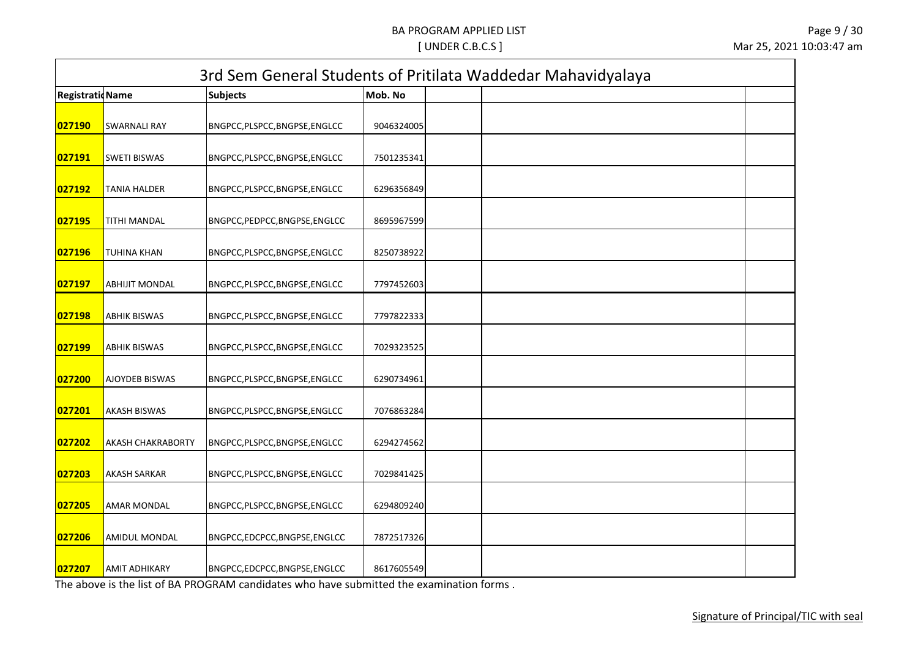BA PROGRAM APPLIED LIST
[ UNDER C.B.C.S ]

| 3rd Sem General Students of Pritilata Waddedar Mahavidyalaya | | | | | | |
|---|---|---|---|---|---|---|
| Registratio Name | | Subjects | Mob. No | | | |
| 027190 | SWARNALI RAY | BNGPCC,PLSPCC,BNGPSE,ENGLCC | 9046324005 | | | |
| 027191 | SWETI BISWAS | BNGPCC,PLSPCC,BNGPSE,ENGLCC | 7501235341 | | | |
| 027192 | TANIA HALDER | BNGPCC,PLSPCC,BNGPSE,ENGLCC | 6296356849 | | | |
| 027195 | TITHI MANDAL | BNGPCC,PEDPCC,BNGPSE,ENGLCC | 8695967599 | | | |
| 027196 | TUHINA KHAN | BNGPCC,PLSPCC,BNGPSE,ENGLCC | 8250738922 | | | |
| 027197 | ABHIJIT MONDAL | BNGPCC,PLSPCC,BNGPSE,ENGLCC | 7797452603 | | | |
| 027198 | ABHIK BISWAS | BNGPCC,PLSPCC,BNGPSE,ENGLCC | 7797822333 | | | |
| 027199 | ABHIK BISWAS | BNGPCC,PLSPCC,BNGPSE,ENGLCC | 7029323525 | | | |
| 027200 | AJOYDEB BISWAS | BNGPCC,PLSPCC,BNGPSE,ENGLCC | 6290734961 | | | |
| 027201 | AKASH BISWAS | BNGPCC,PLSPCC,BNGPSE,ENGLCC | 7076863284 | | | |
| 027202 | AKASH CHAKRABORTY | BNGPCC,PLSPCC,BNGPSE,ENGLCC | 6294274562 | | | |
| 027203 | AKASH SARKAR | BNGPCC,PLSPCC,BNGPSE,ENGLCC | 7029841425 | | | |
| 027205 | AMAR MONDAL | BNGPCC,PLSPCC,BNGPSE,ENGLCC | 6294809240 | | | |
| 027206 | AMIDUL MONDAL | BNGPCC,EDCPCC,BNGPSE,ENGLCC | 7872517326 | | | |
| 027207 | AMIT ADHIKARY | BNGPCC,EDCPCC,BNGPSE,ENGLCC | 8617605549 | | | |

The above is the list of BA PROGRAM candidates who have submitted the examination forms .

Signature of Principal/TIC with seal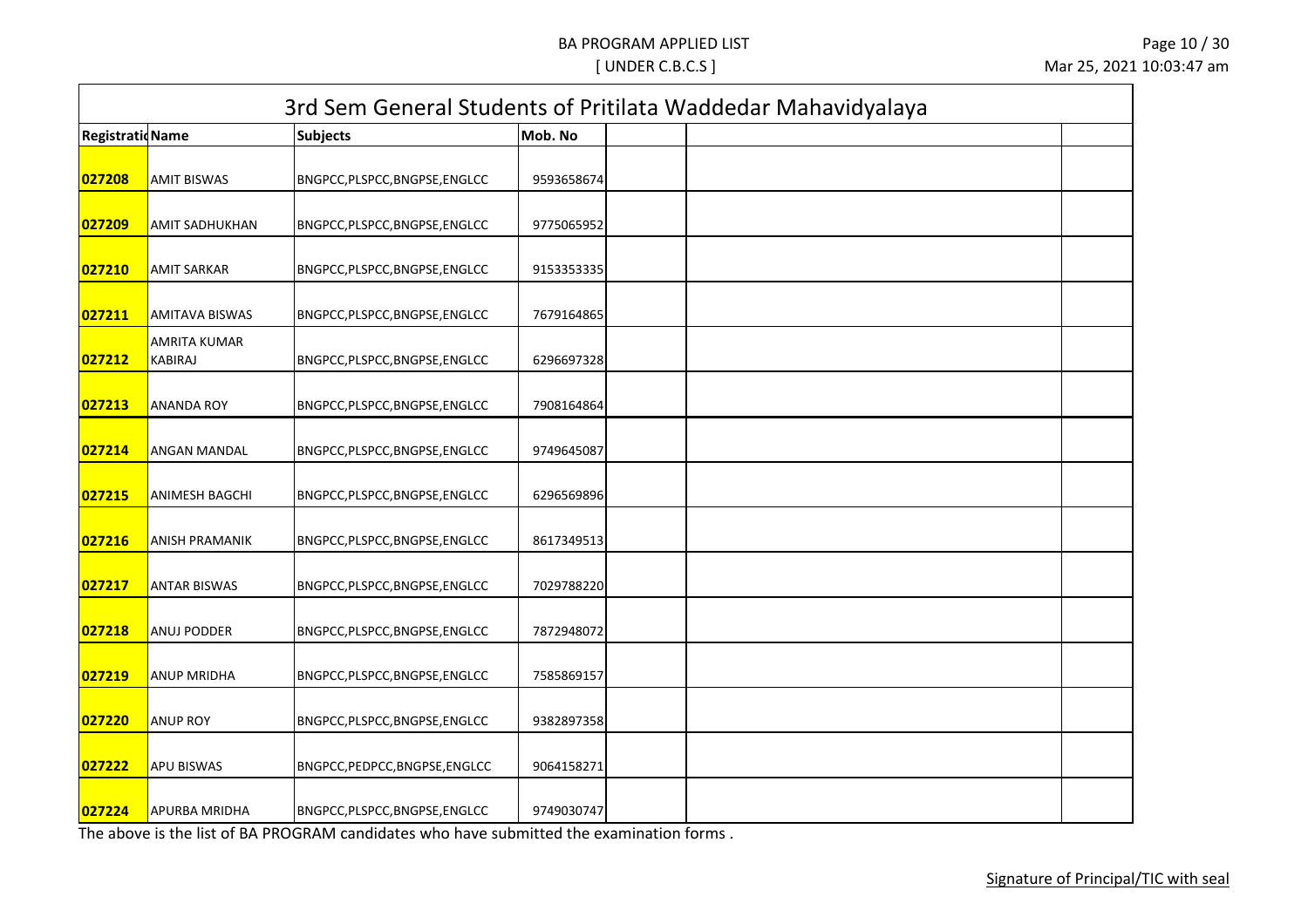BA PROGRAM APPLIED LIST

[ UNDER C.B.C.S ]

| 3rd Sem General Students of Pritilata Waddedar Mahavidyalaya | | | | | | |
|---|---|---|---|---|---|---|
| Registratio | Name | Subjects | Mob. No | | | |
| 027208 | AMIT BISWAS | BNGPCC,PLSPCC,BNGPSE,ENGLCC | 9593658674 | | | |
| 027209 | AMIT SADHUKHAN | BNGPCC,PLSPCC,BNGPSE,ENGLCC | 9775065952 | | | |
| 027210 | AMIT SARKAR | BNGPCC,PLSPCC,BNGPSE,ENGLCC | 9153353335 | | | |
| 027211 | AMITAVA BISWAS | BNGPCC,PLSPCC,BNGPSE,ENGLCC | 7679164865 | | | |
| 027212 | AMRITA KUMAR KABIRAJ | BNGPCC,PLSPCC,BNGPSE,ENGLCC | 6296697328 | | | |
| 027213 | ANANDA ROY | BNGPCC,PLSPCC,BNGPSE,ENGLCC | 7908164864 | | | |
| 027214 | ANGAN MANDAL | BNGPCC,PLSPCC,BNGPSE,ENGLCC | 9749645087 | | | |
| 027215 | ANIMESH BAGCHI | BNGPCC,PLSPCC,BNGPSE,ENGLCC | 6296569896 | | | |
| 027216 | ANISH PRAMANIK | BNGPCC,PLSPCC,BNGPSE,ENGLCC | 8617349513 | | | |
| 027217 | ANTAR BISWAS | BNGPCC,PLSPCC,BNGPSE,ENGLCC | 7029788220 | | | |
| 027218 | ANUJ PODDER | BNGPCC,PLSPCC,BNGPSE,ENGLCC | 7872948072 | | | |
| 027219 | ANUP MRIDHA | BNGPCC,PLSPCC,BNGPSE,ENGLCC | 7585869157 | | | |
| 027220 | ANUP ROY | BNGPCC,PLSPCC,BNGPSE,ENGLCC | 9382897358 | | | |
| 027222 | APU BISWAS | BNGPCC,PEDPCC,BNGPSE,ENGLCC | 9064158271 | | | |
| 027224 | APURBA MRIDHA | BNGPCC,PLSPCC,BNGPSE,ENGLCC | 9749030747 | | | |

The above is the list of BA PROGRAM candidates who have submitted the examination forms .

Signature of Principal/TIC with seal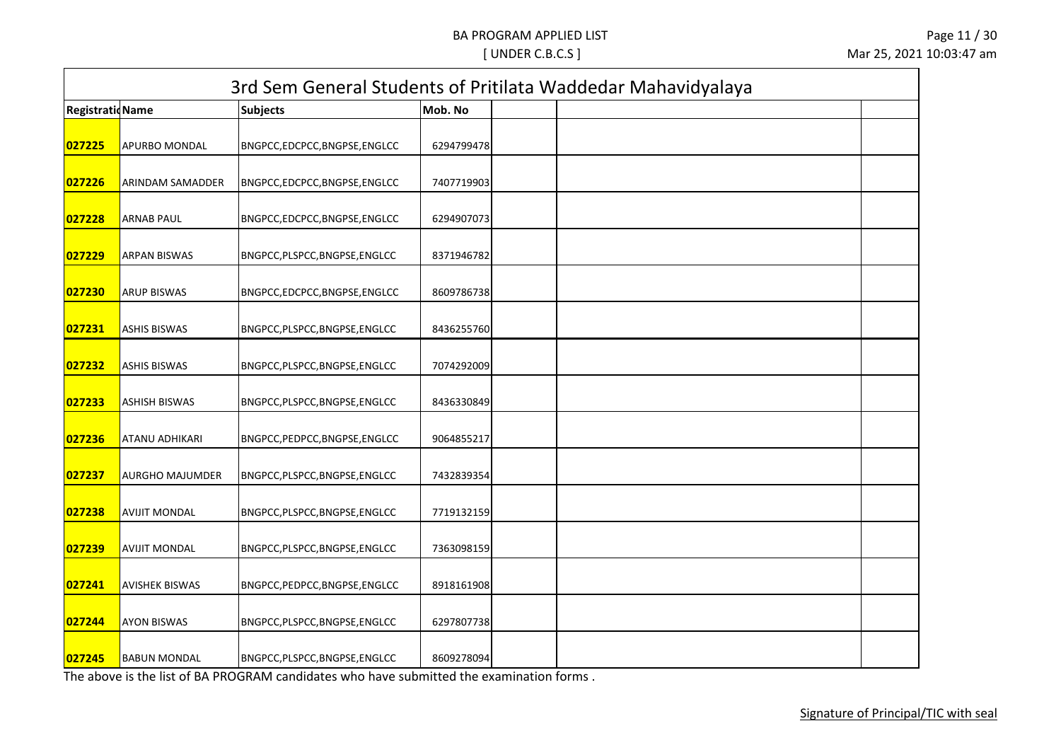BA PROGRAM APPLIED LIST

[ UNDER C.B.C.S ]

| 3rd Sem General Students of Pritilata Waddedar Mahavidyalaya | | | | | | |
|---|---|---|---|---|---|---|
| Registratio Name | | Subjects | Mob. No | | | |
| 027225 | APURBO MONDAL | BNGPCC,EDCPCC,BNGPSE,ENGLCC | 6294799478 | | | |
| 027226 | ARINDAM SAMADDER | BNGPCC,EDCPCC,BNGPSE,ENGLCC | 7407719903 | | | |
| 027228 | ARNAB PAUL | BNGPCC,EDCPCC,BNGPSE,ENGLCC | 6294907073 | | | |
| 027229 | ARPAN BISWAS | BNGPCC,PLSPCC,BNGPSE,ENGLCC | 8371946782 | | | |
| 027230 | ARUP BISWAS | BNGPCC,EDCPCC,BNGPSE,ENGLCC | 8609786738 | | | |
| 027231 | ASHIS BISWAS | BNGPCC,PLSPCC,BNGPSE,ENGLCC | 8436255760 | | | |
| 027232 | ASHIS BISWAS | BNGPCC,PLSPCC,BNGPSE,ENGLCC | 7074292009 | | | |
| 027233 | ASHISH BISWAS | BNGPCC,PLSPCC,BNGPSE,ENGLCC | 8436330849 | | | |
| 027236 | ATANU ADHIKARI | BNGPCC,PEDPCC,BNGPSE,ENGLCC | 9064855217 | | | |
| 027237 | AURGHO MAJUMDER | BNGPCC,PLSPCC,BNGPSE,ENGLCC | 7432839354 | | | |
| 027238 | AVIJIT MONDAL | BNGPCC,PLSPCC,BNGPSE,ENGLCC | 7719132159 | | | |
| 027239 | AVIJIT MONDAL | BNGPCC,PLSPCC,BNGPSE,ENGLCC | 7363098159 | | | |
| 027241 | AVISHEK BISWAS | BNGPCC,PEDPCC,BNGPSE,ENGLCC | 8918161908 | | | |
| 027244 | AYON BISWAS | BNGPCC,PLSPCC,BNGPSE,ENGLCC | 6297807738 | | | |
| 027245 | BABUN MONDAL | BNGPCC,PLSPCC,BNGPSE,ENGLCC | 8609278094 | | | |

The above is the list of BA PROGRAM candidates who have submitted the examination forms .

Signature of Principal/TIC with seal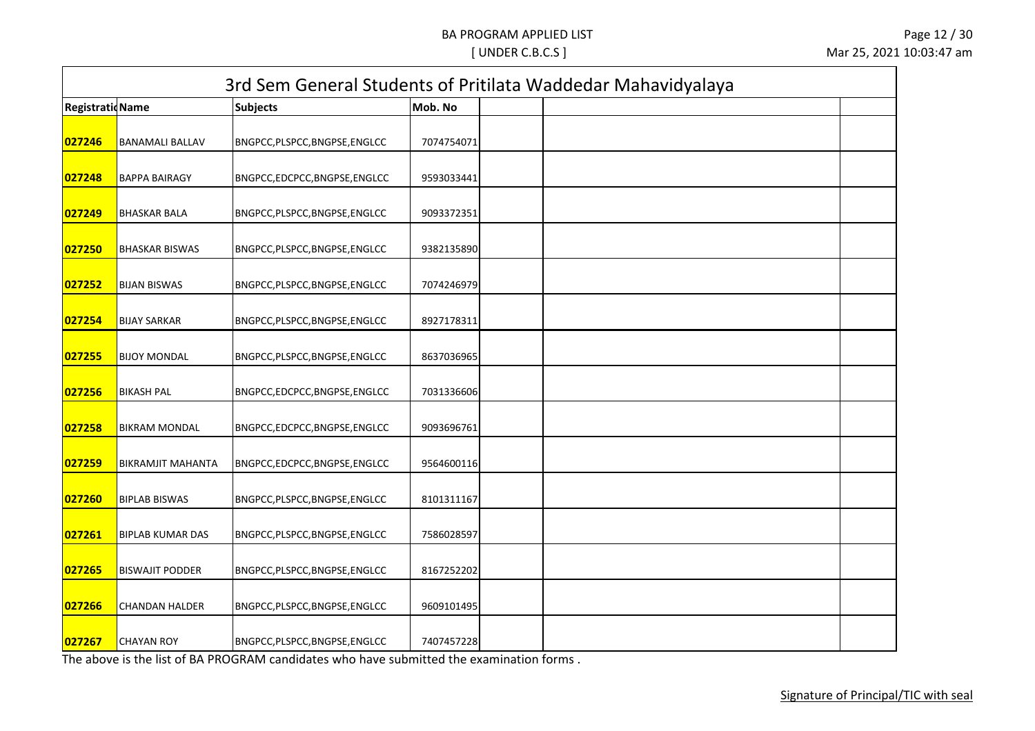# 3rd Sem General Students of Pritilata Waddedar Mahavidyalaya

| Registratio | Name | Subjects | Mob. No | | | |
|---|---|---|---|---|---|---|
| 027246 | BANAMALI BALLAV | BNGPCC,PLSPCC,BNGPSE,ENGLCC | 7074754071 | | | |
| 027248 | BAPPA BAIRAGY | BNGPCC,EDCPCC,BNGPSE,ENGLCC | 9593033441 | | | |
| 027249 | BHASKAR BALA | BNGPCC,PLSPCC,BNGPSE,ENGLCC | 9093372351 | | | |
| 027250 | BHASKAR BISWAS | BNGPCC,PLSPCC,BNGPSE,ENGLCC | 9382135890 | | | |
| 027252 | BIJAN BISWAS | BNGPCC,PLSPCC,BNGPSE,ENGLCC | 7074246979 | | | |
| 027254 | BIJAY SARKAR | BNGPCC,PLSPCC,BNGPSE,ENGLCC | 8927178311 | | | |
| 027255 | BIJOY MONDAL | BNGPCC,PLSPCC,BNGPSE,ENGLCC | 8637036965 | | | |
| 027256 | BIKASH PAL | BNGPCC,EDCPCC,BNGPSE,ENGLCC | 7031336606 | | | |
| 027258 | BIKRAM MONDAL | BNGPCC,EDCPCC,BNGPSE,ENGLCC | 9093696761 | | | |
| 027259 | BIKRAMJIT MAHANTA | BNGPCC,EDCPCC,BNGPSE,ENGLCC | 9564600116 | | | |
| 027260 | BIPLAB BISWAS | BNGPCC,PLSPCC,BNGPSE,ENGLCC | 8101311167 | | | |
| 027261 | BIPLAB KUMAR DAS | BNGPCC,PLSPCC,BNGPSE,ENGLCC | 7586028597 | | | |
| 027265 | BISWAJIT PODDER | BNGPCC,PLSPCC,BNGPSE,ENGLCC | 8167252202 | | | |
| 027266 | CHANDAN HALDER | BNGPCC,PLSPCC,BNGPSE,ENGLCC | 9609101495 | | | |
| 027267 | CHAYAN ROY | BNGPCC,PLSPCC,BNGPSE,ENGLCC | 7407457228 | | | |

The above is the list of BA PROGRAM candidates who have submitted the examination forms .

Signature of Principal/TIC with seal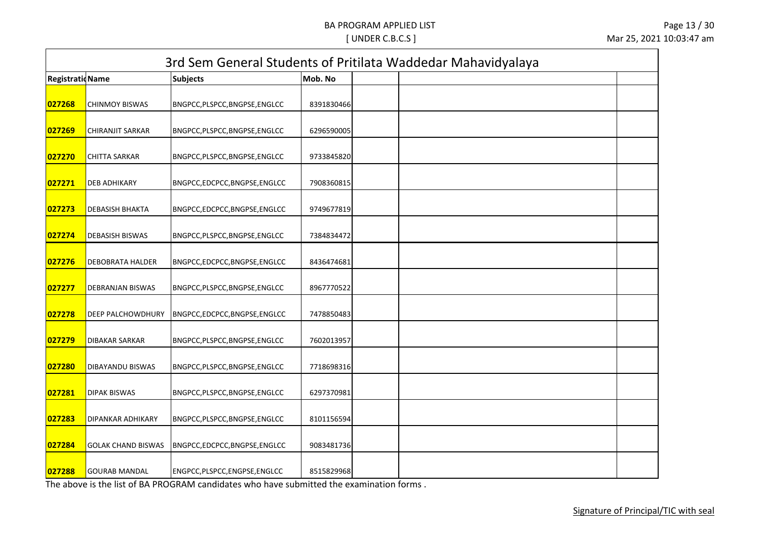BA PROGRAM APPLIED LIST
[ UNDER C.B.C.S ]

Mar 25, 2021 10:03:47 am

| 3rd Sem General Students of Pritilata Waddedar Mahavidyalaya | | | | | | |
|---|---|---|---|---|---|---|
| Registratio | Name | Subjects | Mob. No | | | |
| 027268 | CHINMOY BISWAS | BNGPCC,PLSPCC,BNGPSE,ENGLCC | 8391830466 | | | |
| 027269 | CHIRANJIT SARKAR | BNGPCC,PLSPCC,BNGPSE,ENGLCC | 6296590005 | | | |
| 027270 | CHITTA SARKAR | BNGPCC,PLSPCC,BNGPSE,ENGLCC | 9733845820 | | | |
| 027271 | DEB ADHIKARY | BNGPCC,EDCPCC,BNGPSE,ENGLCC | 7908360815 | | | |
| 027273 | DEBASISH BHAKTA | BNGPCC,EDCPCC,BNGPSE,ENGLCC | 9749677819 | | | |
| 027274 | DEBASISH BISWAS | BNGPCC,PLSPCC,BNGPSE,ENGLCC | 7384834472 | | | |
| 027276 | DEBOBRATA HALDER | BNGPCC,EDCPCC,BNGPSE,ENGLCC | 8436474681 | | | |
| 027277 | DEBRANJAN BISWAS | BNGPCC,PLSPCC,BNGPSE,ENGLCC | 8967770522 | | | |
| 027278 | DEEP PALCHOWDHURY | BNGPCC,EDCPCC,BNGPSE,ENGLCC | 7478850483 | | | |
| 027279 | DIBAKAR SARKAR | BNGPCC,PLSPCC,BNGPSE,ENGLCC | 7602013957 | | | |
| 027280 | DIBAYANDU BISWAS | BNGPCC,PLSPCC,BNGPSE,ENGLCC | 7718698316 | | | |
| 027281 | DIPAK BISWAS | BNGPCC,PLSPCC,BNGPSE,ENGLCC | 6297370981 | | | |
| 027283 | DIPANKAR ADHIKARY | BNGPCC,PLSPCC,BNGPSE,ENGLCC | 8101156594 | | | |
| 027284 | GOLAK CHAND BISWAS | BNGPCC,EDCPCC,BNGPSE,ENGLCC | 9083481736 | | | |
| 027288 | GOURAB MANDAL | ENGPCC,PLSPCC,ENGPSE,ENGLCC | 8515829968 | | | |

The above is the list of BA PROGRAM candidates who have submitted the examination forms .

Signature of Principal/TIC with seal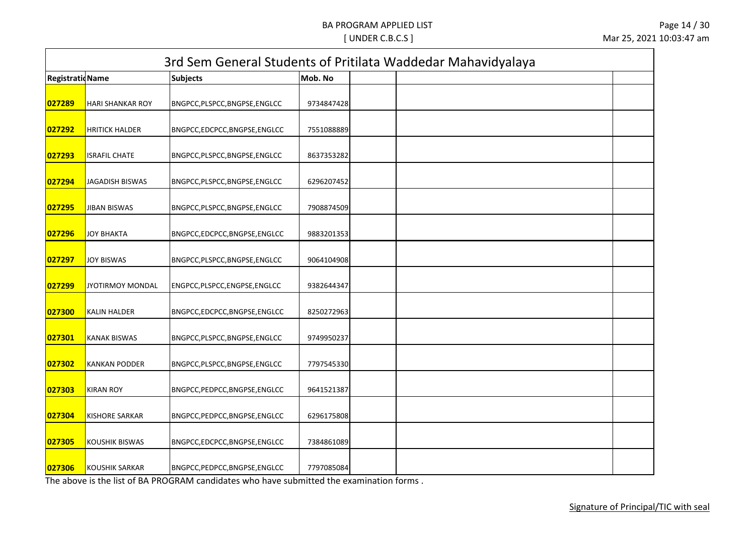# 3rd Sem General Students of Pritilata Waddedar Mahavidyalaya

| Registratio Name | | Subjects | Mob. No | | | |
|---|---|---|---|---|---|---|
| 027289 | HARI SHANKAR ROY | BNGPCC,PLSPCC,BNGPSE,ENGLCC | 9734847428 | | | |
| 027292 | HRITICK HALDER | BNGPCC,EDCPCC,BNGPSE,ENGLCC | 7551088889 | | | |
| 027293 | ISRAFIL CHATE | BNGPCC,PLSPCC,BNGPSE,ENGLCC | 8637353282 | | | |
| 027294 | JAGADISH BISWAS | BNGPCC,PLSPCC,BNGPSE,ENGLCC | 6296207452 | | | |
| 027295 | JIBAN BISWAS | BNGPCC,PLSPCC,BNGPSE,ENGLCC | 7908874509 | | | |
| 027296 | JOY BHAKTA | BNGPCC,EDCPCC,BNGPSE,ENGLCC | 9883201353 | | | |
| 027297 | JOY BISWAS | BNGPCC,PLSPCC,BNGPSE,ENGLCC | 9064104908 | | | |
| 027299 | JYOTIRMOY MONDAL | ENGPCC,PLSPCC,ENGPSE,ENGLCC | 9382644347 | | | |
| 027300 | KALIN HALDER | BNGPCC,EDCPCC,BNGPSE,ENGLCC | 8250272963 | | | |
| 027301 | KANAK BISWAS | BNGPCC,PLSPCC,BNGPSE,ENGLCC | 9749950237 | | | |
| 027302 | KANKAN PODDER | BNGPCC,PLSPCC,BNGPSE,ENGLCC | 7797545330 | | | |
| 027303 | KIRAN ROY | BNGPCC,PEDPCC,BNGPSE,ENGLCC | 9641521387 | | | |
| 027304 | KISHORE SARKAR | BNGPCC,PEDPCC,BNGPSE,ENGLCC | 6296175808 | | | |
| 027305 | KOUSHIK BISWAS | BNGPCC,EDCPCC,BNGPSE,ENGLCC | 7384861089 | | | |
| 027306 | KOUSHIK SARKAR | BNGPCC,PEDPCC,BNGPSE,ENGLCC | 7797085084 | | | |

The above is the list of BA PROGRAM candidates who have submitted the examination forms .

Signature of Principal/TIC with seal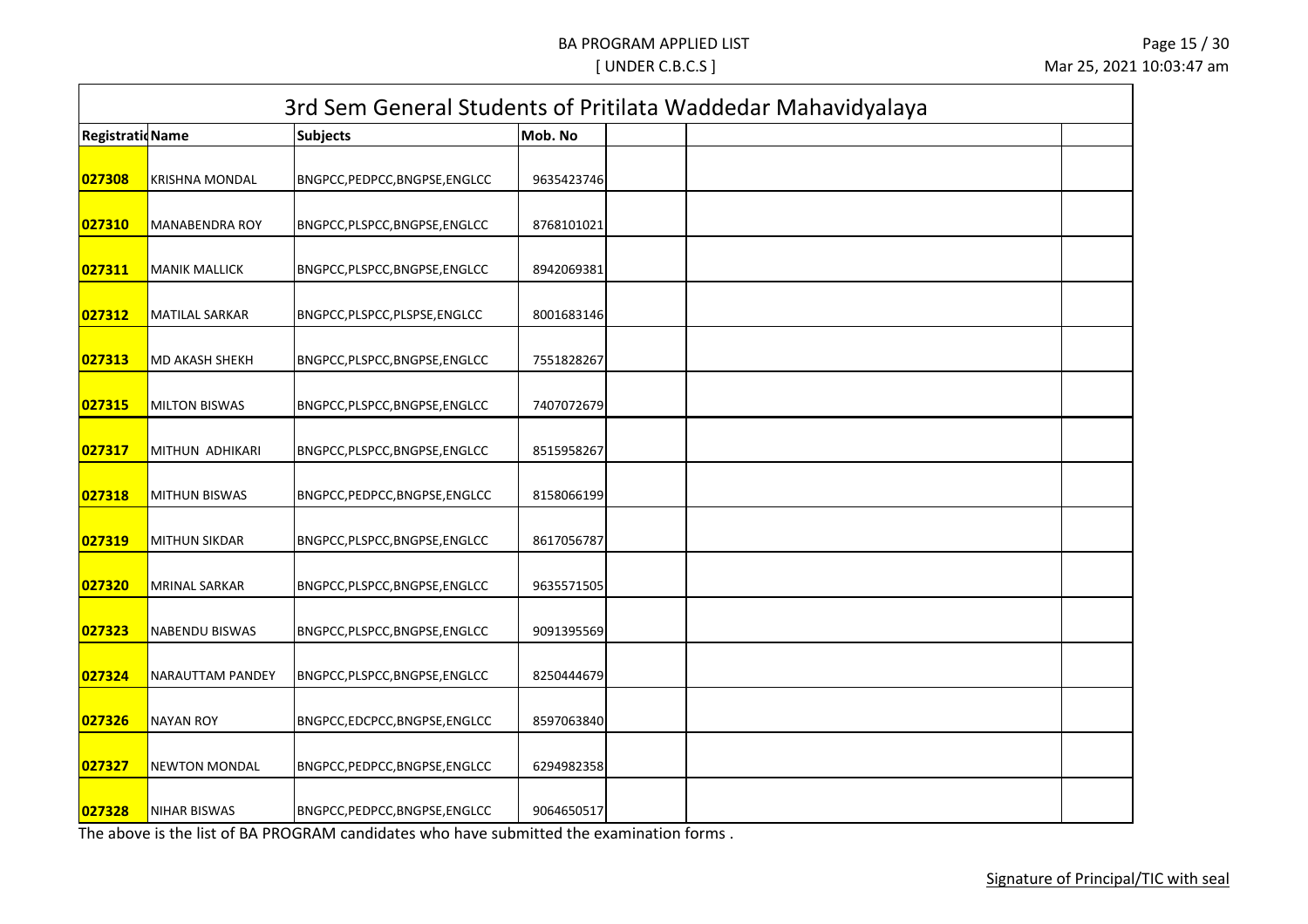BA PROGRAM APPLIED LIST

[ UNDER C.B.C.S ]

Mar 25, 2021 10:03:47 am

| 3rd Sem General Students of Pritilata Waddedar Mahavidyalaya | | | | | | |
|---|---|---|---|---|---|---|
| Registratio | Name | Subjects | Mob. No | | | |
| 027308 | KRISHNA MONDAL | BNGPCC,PEDPCC,BNGPSE,ENGLCC | 9635423746 | | | |
| 027310 | MANABENDRA ROY | BNGPCC,PLSPCC,BNGPSE,ENGLCC | 8768101021 | | | |
| 027311 | MANIK MALLICK | BNGPCC,PLSPCC,BNGPSE,ENGLCC | 8942069381 | | | |
| 027312 | MATILAL SARKAR | BNGPCC,PLSPCC,PLSPSE,ENGLCC | 8001683146 | | | |
| 027313 | MD AKASH SHEKH | BNGPCC,PLSPCC,BNGPSE,ENGLCC | 7551828267 | | | |
| 027315 | MILTON BISWAS | BNGPCC,PLSPCC,BNGPSE,ENGLCC | 7407072679 | | | |
| 027317 | MITHUN ADHIKARI | BNGPCC,PLSPCC,BNGPSE,ENGLCC | 8515958267 | | | |
| 027318 | MITHUN BISWAS | BNGPCC,PEDPCC,BNGPSE,ENGLCC | 8158066199 | | | |
| 027319 | MITHUN SIKDAR | BNGPCC,PLSPCC,BNGPSE,ENGLCC | 8617056787 | | | |
| 027320 | MRINAL SARKAR | BNGPCC,PLSPCC,BNGPSE,ENGLCC | 9635571505 | | | |
| 027323 | NABENDU BISWAS | BNGPCC,PLSPCC,BNGPSE,ENGLCC | 9091395569 | | | |
| 027324 | NARAUTTAM PANDEY | BNGPCC,PLSPCC,BNGPSE,ENGLCC | 8250444679 | | | |
| 027326 | NAYAN ROY | BNGPCC,EDCPCC,BNGPSE,ENGLCC | 8597063840 | | | |
| 027327 | NEWTON MONDAL | BNGPCC,PEDPCC,BNGPSE,ENGLCC | 6294982358 | | | |
| 027328 | NIHAR BISWAS | BNGPCC,PEDPCC,BNGPSE,ENGLCC | 9064650517 | | | |

The above is the list of BA PROGRAM candidates who have submitted the examination forms .

Signature of Principal/TIC with seal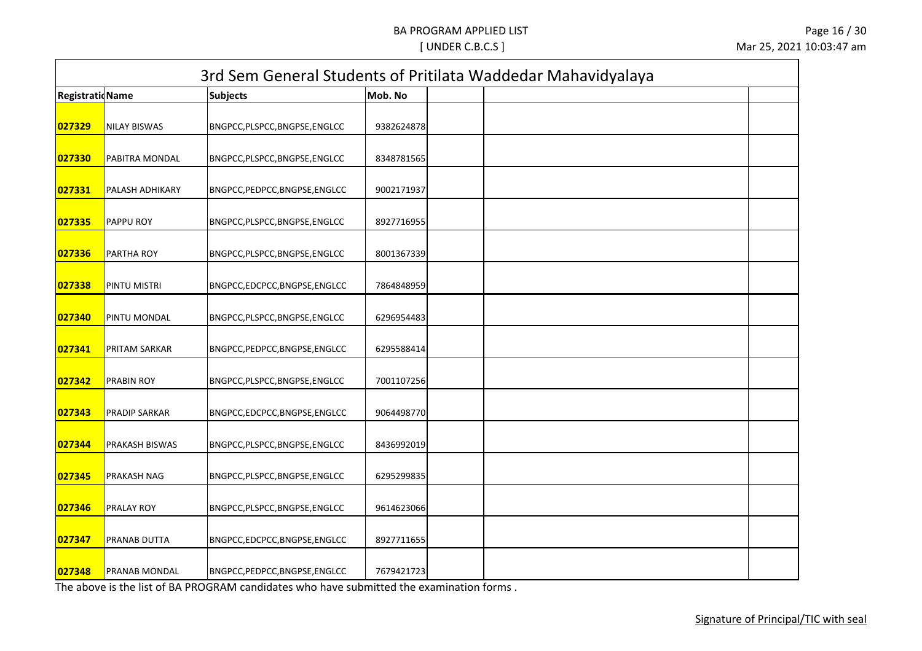# BA PROGRAM APPLIED LIST

[ UNDER C.B.C.S ]

## 3rd Sem General Students of Pritilata Waddedar Mahavidyalaya

| Registratio Name | | Subjects | Mob. No | | | |
|---|---|---|---|---|---|---|
| 027329 | NILAY BISWAS | BNGPCC,PLSPCC,BNGPSE,ENGLCC | 9382624878 | | | |
| 027330 | PABITRA MONDAL | BNGPCC,PLSPCC,BNGPSE,ENGLCC | 8348781565 | | | |
| 027331 | PALASH ADHIKARY | BNGPCC,PEDPCC,BNGPSE,ENGLCC | 9002171937 | | | |
| 027335 | PAPPU ROY | BNGPCC,PLSPCC,BNGPSE,ENGLCC | 8927716955 | | | |
| 027336 | PARTHA ROY | BNGPCC,PLSPCC,BNGPSE,ENGLCC | 8001367339 | | | |
| 027338 | PINTU MISTRI | BNGPCC,EDCPCC,BNGPSE,ENGLCC | 7864848959 | | | |
| 027340 | PINTU MONDAL | BNGPCC,PLSPCC,BNGPSE,ENGLCC | 6296954483 | | | |
| 027341 | PRITAM SARKAR | BNGPCC,PEDPCC,BNGPSE,ENGLCC | 6295588414 | | | |
| 027342 | PRABIN ROY | BNGPCC,PLSPCC,BNGPSE,ENGLCC | 7001107256 | | | |
| 027343 | PRADIP SARKAR | BNGPCC,EDCPCC,BNGPSE,ENGLCC | 9064498770 | | | |
| 027344 | PRAKASH BISWAS | BNGPCC,PLSPCC,BNGPSE,ENGLCC | 8436992019 | | | |
| 027345 | PRAKASH NAG | BNGPCC,PLSPCC,BNGPSE,ENGLCC | 6295299835 | | | |
| 027346 | PRALAY ROY | BNGPCC,PLSPCC,BNGPSE,ENGLCC | 9614623066 | | | |
| 027347 | PRANAB DUTTA | BNGPCC,EDCPCC,BNGPSE,ENGLCC | 8927711655 | | | |
| 027348 | PRANAB MONDAL | BNGPCC,PEDPCC,BNGPSE,ENGLCC | 7679421723 | | | |

The above is the list of BA PROGRAM candidates who have submitted the examination forms .

Signature of Principal/TIC with seal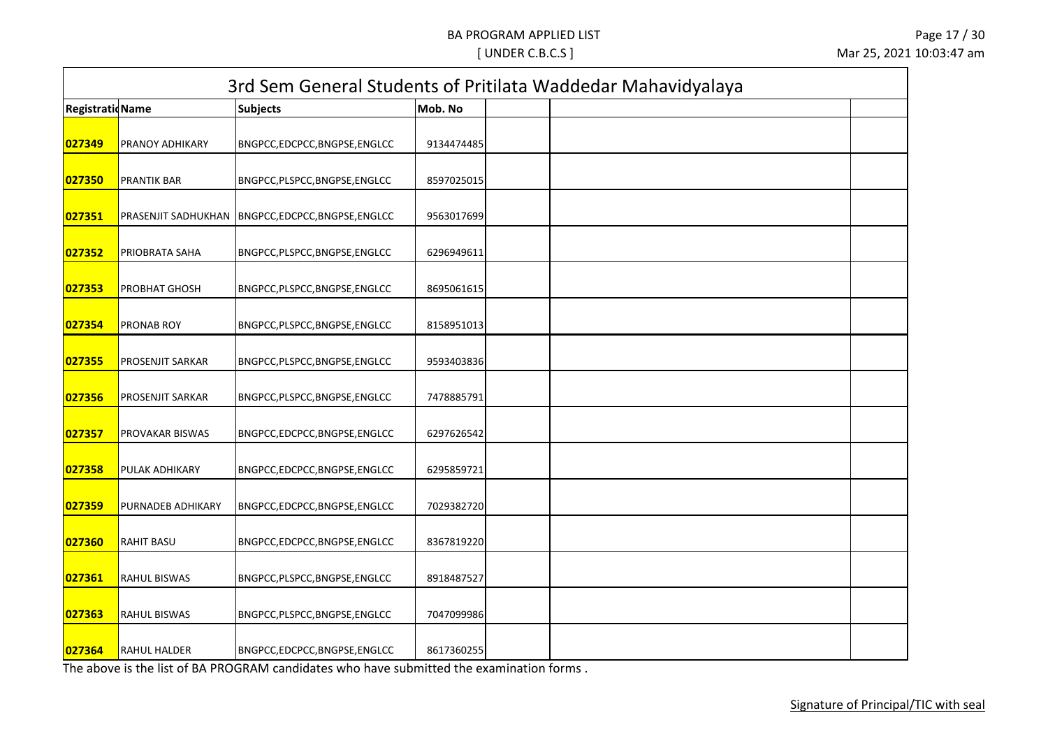# BA PROGRAM APPLIED LIST

[ UNDER C.B.C.S ]

## 3rd Sem General Students of Pritilata Waddedar Mahavidyalaya

| Registratio Name | | Subjects | Mob. No | | | |
|---|---|---|---|---|---|---|
| 027349 | PRANOY ADHIKARY | BNGPCC,EDCPCC,BNGPSE,ENGLCC | 9134474485 | | | |
| 027350 | PRANTIK BAR | BNGPCC,PLSPCC,BNGPSE,ENGLCC | 8597025015 | | | |
| 027351 | PRASENJIT SADHUKHAN | BNGPCC,EDCPCC,BNGPSE,ENGLCC | 9563017699 | | | |
| 027352 | PRIOBRATA SAHA | BNGPCC,PLSPCC,BNGPSE,ENGLCC | 6296949611 | | | |
| 027353 | PROBHAT GHOSH | BNGPCC,PLSPCC,BNGPSE,ENGLCC | 8695061615 | | | |
| 027354 | PRONAB ROY | BNGPCC,PLSPCC,BNGPSE,ENGLCC | 8158951013 | | | |
| 027355 | PROSENJIT SARKAR | BNGPCC,PLSPCC,BNGPSE,ENGLCC | 9593403836 | | | |
| 027356 | PROSENJIT SARKAR | BNGPCC,PLSPCC,BNGPSE,ENGLCC | 7478885791 | | | |
| 027357 | PROVAKAR BISWAS | BNGPCC,EDCPCC,BNGPSE,ENGLCC | 6297626542 | | | |
| 027358 | PULAK ADHIKARY | BNGPCC,EDCPCC,BNGPSE,ENGLCC | 6295859721 | | | |
| 027359 | PURNADEB ADHIKARY | BNGPCC,EDCPCC,BNGPSE,ENGLCC | 7029382720 | | | |
| 027360 | RAHIT BASU | BNGPCC,EDCPCC,BNGPSE,ENGLCC | 8367819220 | | | |
| 027361 | RAHUL BISWAS | BNGPCC,PLSPCC,BNGPSE,ENGLCC | 8918487527 | | | |
| 027363 | RAHUL BISWAS | BNGPCC,PLSPCC,BNGPSE,ENGLCC | 7047099986 | | | |
| 027364 | RAHUL HALDER | BNGPCC,EDCPCC,BNGPSE,ENGLCC | 8617360255 | | | |

The above is the list of BA PROGRAM candidates who have submitted the examination forms .

Signature of Principal/TIC with seal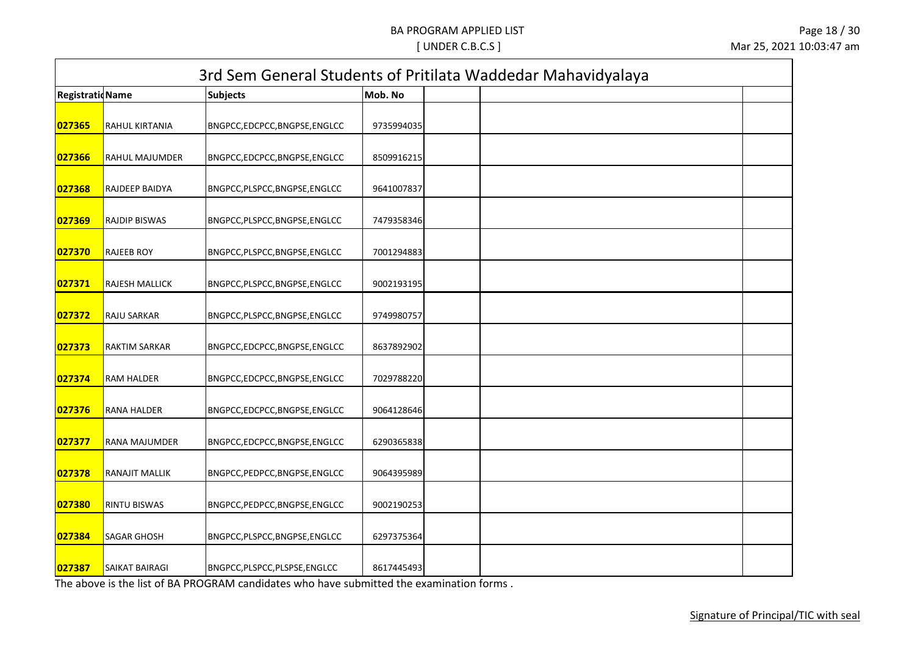## 3rd Sem General Students of Pritilata Waddedar Mahavidyalaya

| Registratio Name | | Subjects | Mob. No | | | |
|---|---|---|---|---|---|---|
| 027365 | RAHUL KIRTANIA | BNGPCC,EDCPCC,BNGPSE,ENGLCC | 9735994035 | | | |
| 027366 | RAHUL MAJUMDER | BNGPCC,EDCPCC,BNGPSE,ENGLCC | 8509916215 | | | |
| 027368 | RAJDEEP BAIDYA | BNGPCC,PLSPCC,BNGPSE,ENGLCC | 9641007837 | | | |
| 027369 | RAJDIP BISWAS | BNGPCC,PLSPCC,BNGPSE,ENGLCC | 7479358346 | | | |
| 027370 | RAJEEB ROY | BNGPCC,PLSPCC,BNGPSE,ENGLCC | 7001294883 | | | |
| 027371 | RAJESH MALLICK | BNGPCC,PLSPCC,BNGPSE,ENGLCC | 9002193195 | | | |
| 027372 | RAJU SARKAR | BNGPCC,PLSPCC,BNGPSE,ENGLCC | 9749980757 | | | |
| 027373 | RAKTIM SARKAR | BNGPCC,EDCPCC,BNGPSE,ENGLCC | 8637892902 | | | |
| 027374 | RAM HALDER | BNGPCC,EDCPCC,BNGPSE,ENGLCC | 7029788220 | | | |
| 027376 | RANA HALDER | BNGPCC,EDCPCC,BNGPSE,ENGLCC | 9064128646 | | | |
| 027377 | RANA MAJUMDER | BNGPCC,EDCPCC,BNGPSE,ENGLCC | 6290365838 | | | |
| 027378 | RANAJIT MALLIK | BNGPCC,PEDPCC,BNGPSE,ENGLCC | 9064395989 | | | |
| 027380 | RINTU BISWAS | BNGPCC,PEDPCC,BNGPSE,ENGLCC | 9002190253 | | | |
| 027384 | SAGAR GHOSH | BNGPCC,PLSPCC,BNGPSE,ENGLCC | 6297375364 | | | |
| 027387 | SAIKAT BAIRAGI | BNGPCC,PLSPCC,PLSPSE,ENGLCC | 8617445493 | | | |

The above is the list of BA PROGRAM candidates who have submitted the examination forms .

Signature of Principal/TIC with seal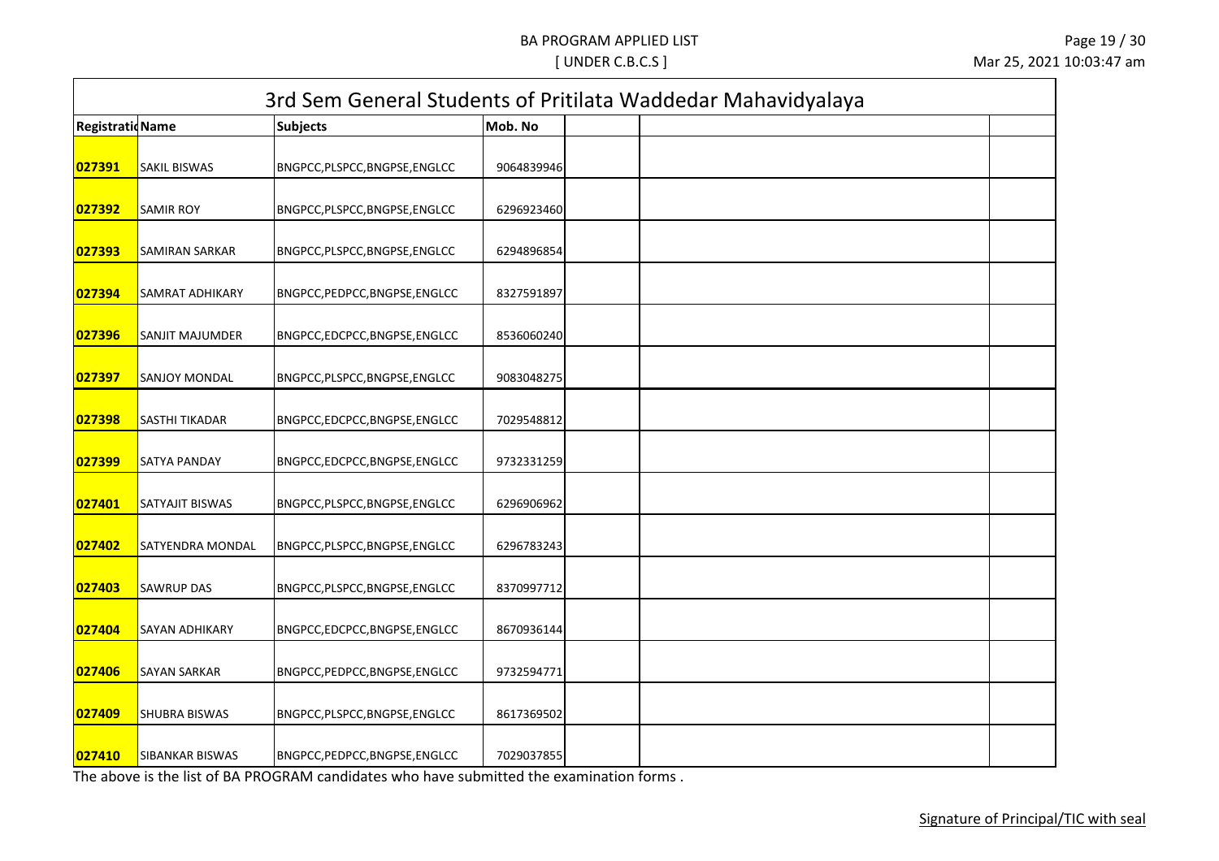# 3rd Sem General Students of Pritilata Waddedar Mahavidyalaya

| Registratio | Name | Subjects | Mob. No | | | |
|---|---|---|---|---|---|---|
| 027391 | SAKIL BISWAS | BNGPCC,PLSPCC,BNGPSE,ENGLCC | 9064839946 | | | |
| 027392 | SAMIR ROY | BNGPCC,PLSPCC,BNGPSE,ENGLCC | 6296923460 | | | |
| 027393 | SAMIRAN SARKAR | BNGPCC,PLSPCC,BNGPSE,ENGLCC | 6294896854 | | | |
| 027394 | SAMRAT ADHIKARY | BNGPCC,PEDPCC,BNGPSE,ENGLCC | 8327591897 | | | |
| 027396 | SANJIT MAJUMDER | BNGPCC,EDCPCC,BNGPSE,ENGLCC | 8536060240 | | | |
| 027397 | SANJOY MONDAL | BNGPCC,PLSPCC,BNGPSE,ENGLCC | 9083048275 | | | |
| 027398 | SASTHI TIKADAR | BNGPCC,EDCPCC,BNGPSE,ENGLCC | 7029548812 | | | |
| 027399 | SATYA PANDAY | BNGPCC,EDCPCC,BNGPSE,ENGLCC | 9732331259 | | | |
| 027401 | SATYAJIT BISWAS | BNGPCC,PLSPCC,BNGPSE,ENGLCC | 6296906962 | | | |
| 027402 | SATYENDRA MONDAL | BNGPCC,PLSPCC,BNGPSE,ENGLCC | 6296783243 | | | |
| 027403 | SAWRUP DAS | BNGPCC,PLSPCC,BNGPSE,ENGLCC | 8370997712 | | | |
| 027404 | SAYAN ADHIKARY | BNGPCC,EDCPCC,BNGPSE,ENGLCC | 8670936144 | | | |
| 027406 | SAYAN SARKAR | BNGPCC,PEDPCC,BNGPSE,ENGLCC | 9732594771 | | | |
| 027409 | SHUBRA BISWAS | BNGPCC,PLSPCC,BNGPSE,ENGLCC | 8617369502 | | | |
| 027410 | SIBANKAR BISWAS | BNGPCC,PEDPCC,BNGPSE,ENGLCC | 7029037855 | | | |

The above is the list of BA PROGRAM candidates who have submitted the examination forms .

Signature of Principal/TIC with seal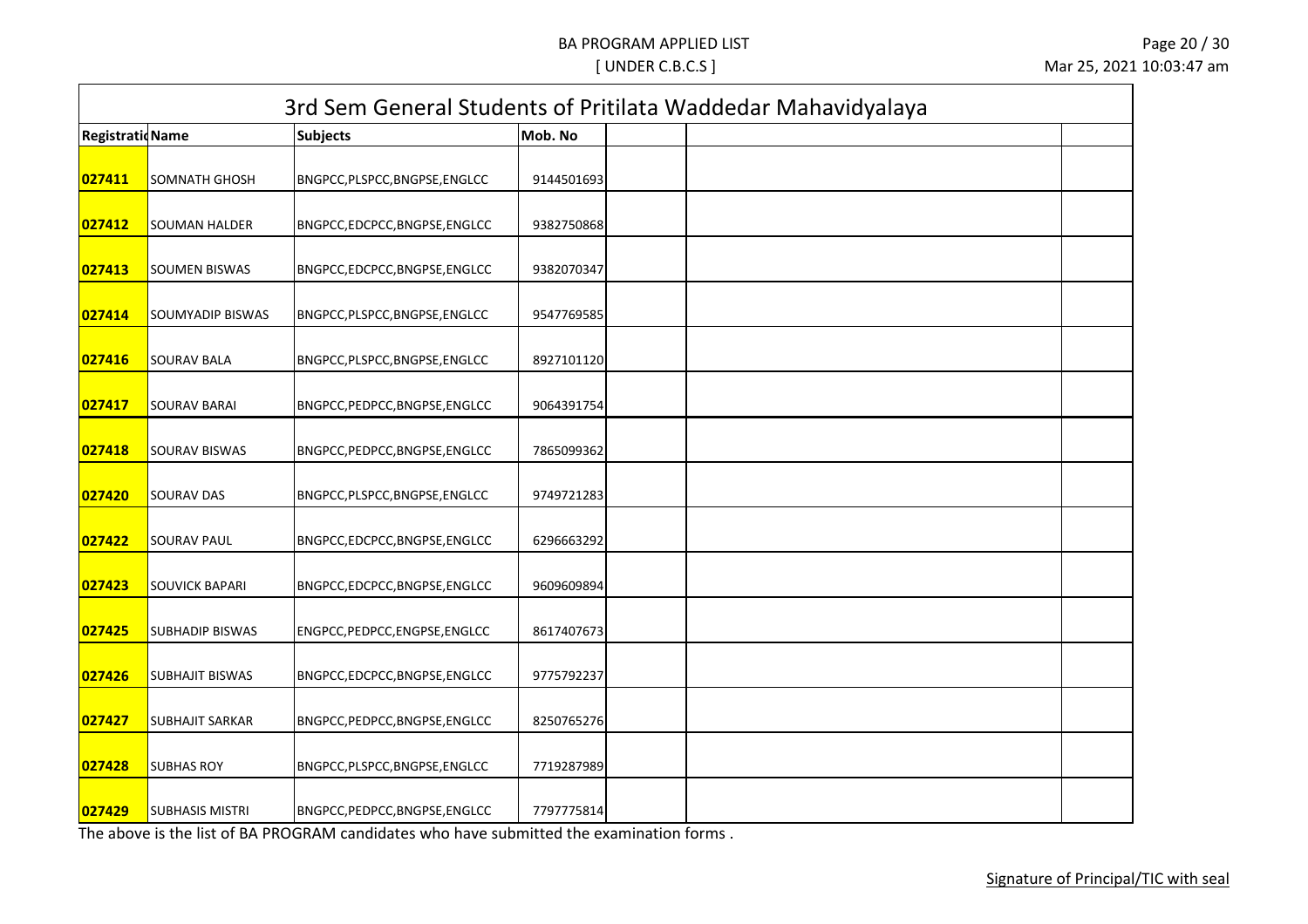# BA PROGRAM APPLIED LIST

[ UNDER C.B.C.S ]

## 3rd Sem General Students of Pritilata Waddedar Mahavidyalaya

| Registratio | Name | Subjects | Mob. No | | | |
|---|---|---|---|---|---|---|
| 027411 | SOMNATH GHOSH | BNGPCC,PLSPCC,BNGPSE,ENGLCC | 9144501693 | | | |
| 027412 | SOUMAN HALDER | BNGPCC,EDCPCC,BNGPSE,ENGLCC | 9382750868 | | | |
| 027413 | SOUMEN BISWAS | BNGPCC,EDCPCC,BNGPSE,ENGLCC | 9382070347 | | | |
| 027414 | SOUMYADIP BISWAS | BNGPCC,PLSPCC,BNGPSE,ENGLCC | 9547769585 | | | |
| 027416 | SOURAV BALA | BNGPCC,PLSPCC,BNGPSE,ENGLCC | 8927101120 | | | |
| 027417 | SOURAV BARAI | BNGPCC,PEDPCC,BNGPSE,ENGLCC | 9064391754 | | | |
| 027418 | SOURAV BISWAS | BNGPCC,PEDPCC,BNGPSE,ENGLCC | 7865099362 | | | |
| 027420 | SOURAV DAS | BNGPCC,PLSPCC,BNGPSE,ENGLCC | 9749721283 | | | |
| 027422 | SOURAV PAUL | BNGPCC,EDCPCC,BNGPSE,ENGLCC | 6296663292 | | | |
| 027423 | SOUVICK BAPARI | BNGPCC,EDCPCC,BNGPSE,ENGLCC | 9609609894 | | | |
| 027425 | SUBHADIP BISWAS | ENGPCC,PEDPCC,ENGPSE,ENGLCC | 8617407673 | | | |
| 027426 | SUBHAJIT BISWAS | BNGPCC,EDCPCC,BNGPSE,ENGLCC | 9775792237 | | | |
| 027427 | SUBHAJIT SARKAR | BNGPCC,PEDPCC,BNGPSE,ENGLCC | 8250765276 | | | |
| 027428 | SUBHAS ROY | BNGPCC,PLSPCC,BNGPSE,ENGLCC | 7719287989 | | | |
| 027429 | SUBHASIS MISTRI | BNGPCC,PEDPCC,BNGPSE,ENGLCC | 7797775814 | | | |

The above is the list of BA PROGRAM candidates who have submitted the examination forms .

Signature of Principal/TIC with seal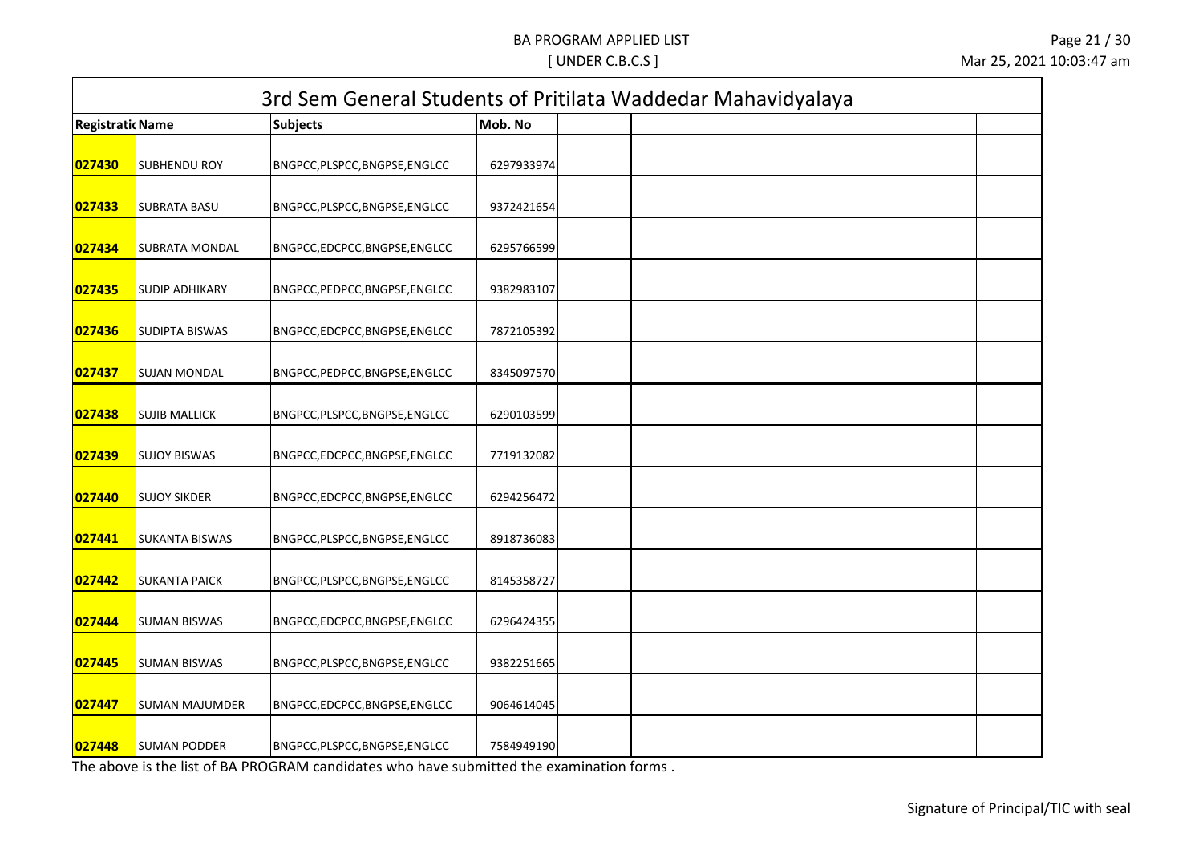## 3rd Sem General Students of Pritilata Waddedar Mahavidyalaya

| Registratio | Name | Subjects | Mob. No | | | |
|---|---|---|---|---|---|---|
| 027430 | SUBHENDU ROY | BNGPCC,PLSPCC,BNGPSE,ENGLCC | 6297933974 | | | |
| 027433 | SUBRATA BASU | BNGPCC,PLSPCC,BNGPSE,ENGLCC | 9372421654 | | | |
| 027434 | SUBRATA MONDAL | BNGPCC,EDCPCC,BNGPSE,ENGLCC | 6295766599 | | | |
| 027435 | SUDIP ADHIKARY | BNGPCC,PEDPCC,BNGPSE,ENGLCC | 9382983107 | | | |
| 027436 | SUDIPTA BISWAS | BNGPCC,EDCPCC,BNGPSE,ENGLCC | 7872105392 | | | |
| 027437 | SUJAN MONDAL | BNGPCC,PEDPCC,BNGPSE,ENGLCC | 8345097570 | | | |
| 027438 | SUJIB MALLICK | BNGPCC,PLSPCC,BNGPSE,ENGLCC | 6290103599 | | | |
| 027439 | SUJOY BISWAS | BNGPCC,EDCPCC,BNGPSE,ENGLCC | 7719132082 | | | |
| 027440 | SUJOY SIKDER | BNGPCC,EDCPCC,BNGPSE,ENGLCC | 6294256472 | | | |
| 027441 | SUKANTA BISWAS | BNGPCC,PLSPCC,BNGPSE,ENGLCC | 8918736083 | | | |
| 027442 | SUKANTA PAICK | BNGPCC,PLSPCC,BNGPSE,ENGLCC | 8145358727 | | | |
| 027444 | SUMAN BISWAS | BNGPCC,EDCPCC,BNGPSE,ENGLCC | 6296424355 | | | |
| 027445 | SUMAN BISWAS | BNGPCC,PLSPCC,BNGPSE,ENGLCC | 9382251665 | | | |
| 027447 | SUMAN MAJUMDER | BNGPCC,EDCPCC,BNGPSE,ENGLCC | 9064614045 | | | |
| 027448 | SUMAN PODDER | BNGPCC,PLSPCC,BNGPSE,ENGLCC | 7584949190 | | | |

The above is the list of BA PROGRAM candidates who have submitted the examination forms .

Signature of Principal/TIC with seal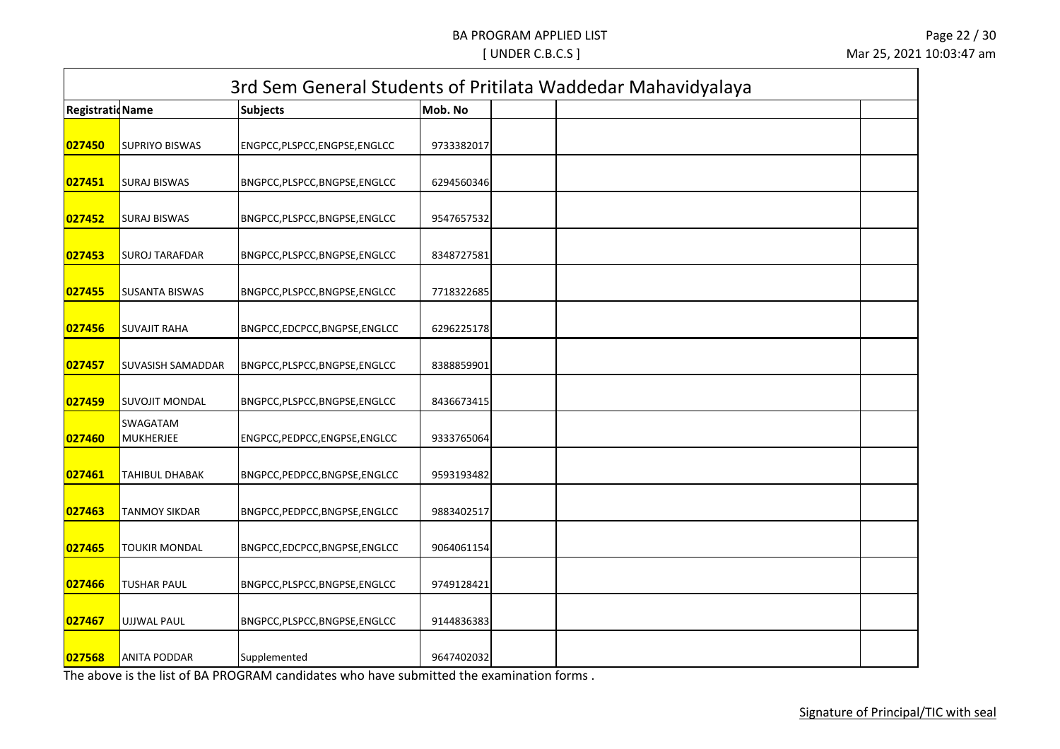BA PROGRAM APPLIED LIST

[ UNDER C.B.C.S ]

## 3rd Sem General Students of Pritilata Waddedar Mahavidyalaya

| Registratio Name | | Subjects | Mob. No | | | |
|---|---|---|---|---|---|---|
| 027450 | SUPRIYO BISWAS | ENGPCC,PLSPCC,ENGPSE,ENGLCC | 9733382017 | | | |
| 027451 | SURAJ BISWAS | BNGPCC,PLSPCC,BNGPSE,ENGLCC | 6294560346 | | | |
| 027452 | SURAJ BISWAS | BNGPCC,PLSPCC,BNGPSE,ENGLCC | 9547657532 | | | |
| 027453 | SUROJ TARAFDAR | BNGPCC,PLSPCC,BNGPSE,ENGLCC | 8348727581 | | | |
| 027455 | SUSANTA BISWAS | BNGPCC,PLSPCC,BNGPSE,ENGLCC | 7718322685 | | | |
| 027456 | SUVAJIT RAHA | BNGPCC,EDCPCC,BNGPSE,ENGLCC | 6296225178 | | | |
| 027457 | SUVASISH SAMADDAR | BNGPCC,PLSPCC,BNGPSE,ENGLCC | 8388859901 | | | |
| 027459 | SUVOJIT MONDAL | BNGPCC,PLSPCC,BNGPSE,ENGLCC | 8436673415 | | | |
| 027460 | SWAGATAM MUKHERJEE | ENGPCC,PEDPCC,ENGPSE,ENGLCC | 9333765064 | | | |
| 027461 | TAHIBUL DHABAK | BNGPCC,PEDPCC,BNGPSE,ENGLCC | 9593193482 | | | |
| 027463 | TANMOY SIKDAR | BNGPCC,PEDPCC,BNGPSE,ENGLCC | 9883402517 | | | |
| 027465 | TOUKIR MONDAL | BNGPCC,EDCPCC,BNGPSE,ENGLCC | 9064061154 | | | |
| 027466 | TUSHAR PAUL | BNGPCC,PLSPCC,BNGPSE,ENGLCC | 9749128421 | | | |
| 027467 | UJJWAL PAUL | BNGPCC,PLSPCC,BNGPSE,ENGLCC | 9144836383 | | | |
| 027568 | ANITA PODDAR | Supplemented | 9647402032 | | | |

The above is the list of BA PROGRAM candidates who have submitted the examination forms .

Signature of Principal/TIC with seal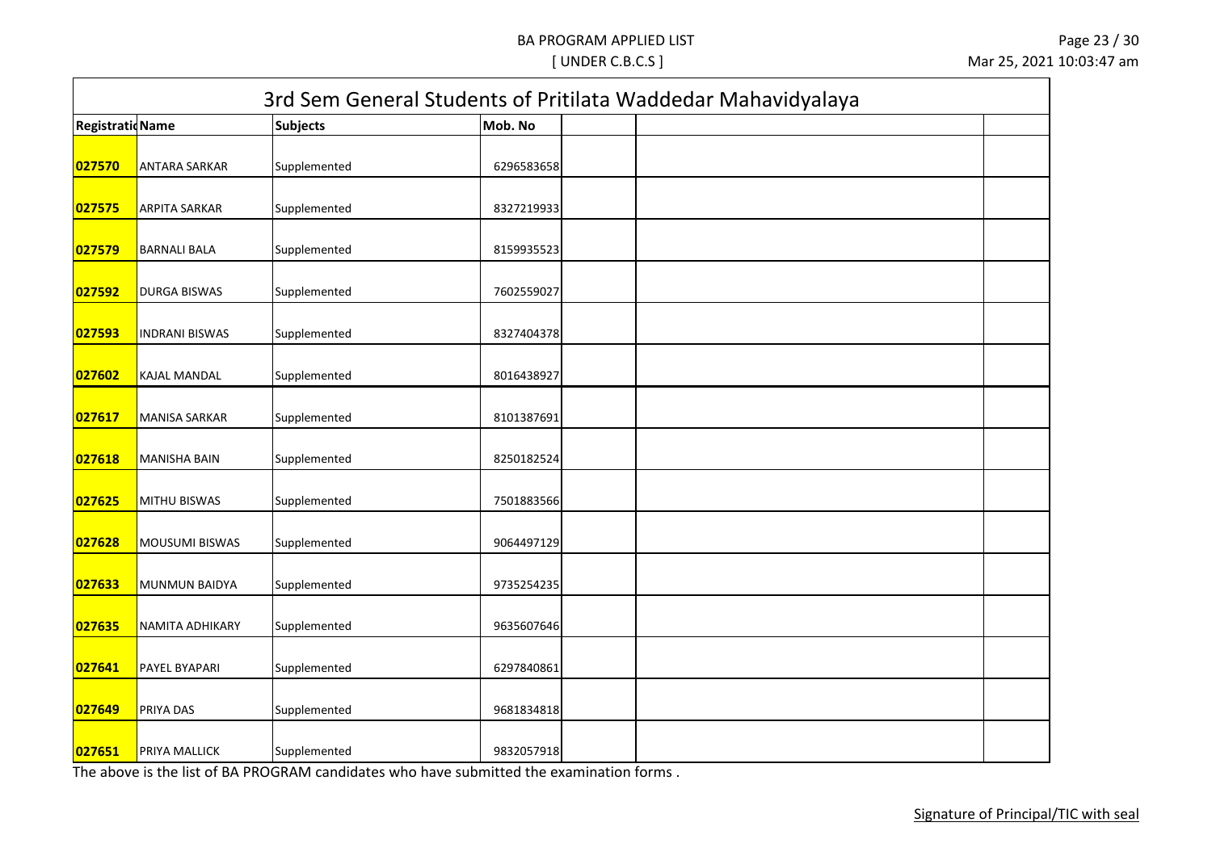# BA PROGRAM APPLIED LIST

[ UNDER C.B.C.S ]

## 3rd Sem General Students of Pritilata Waddedar Mahavidyalaya

| Registratio | Name | Subjects | Mob. No | | | |
|---|---|---|---|---|---|---|
| 027570 | ANTARA SARKAR | Supplemented | 6296583658 | | | |
| 027575 | ARPITA SARKAR | Supplemented | 8327219933 | | | |
| 027579 | BARNALI BALA | Supplemented | 8159935523 | | | |
| 027592 | DURGA BISWAS | Supplemented | 7602559027 | | | |
| 027593 | INDRANI BISWAS | Supplemented | 8327404378 | | | |
| 027602 | KAJAL MANDAL | Supplemented | 8016438927 | | | |
| 027617 | MANISA SARKAR | Supplemented | 8101387691 | | | |
| 027618 | MANISHA BAIN | Supplemented | 8250182524 | | | |
| 027625 | MITHU BISWAS | Supplemented | 7501883566 | | | |
| 027628 | MOUSUMI BISWAS | Supplemented | 9064497129 | | | |
| 027633 | MUNMUN BAIDYA | Supplemented | 9735254235 | | | |
| 027635 | NAMITA ADHIKARY | Supplemented | 9635607646 | | | |
| 027641 | PAYEL BYAPARI | Supplemented | 6297840861 | | | |
| 027649 | PRIYA DAS | Supplemented | 9681834818 | | | |
| 027651 | PRIYA MALLICK | Supplemented | 9832057918 | | | |

The above is the list of BA PROGRAM candidates who have submitted the examination forms .

Signature of Principal/TIC with seal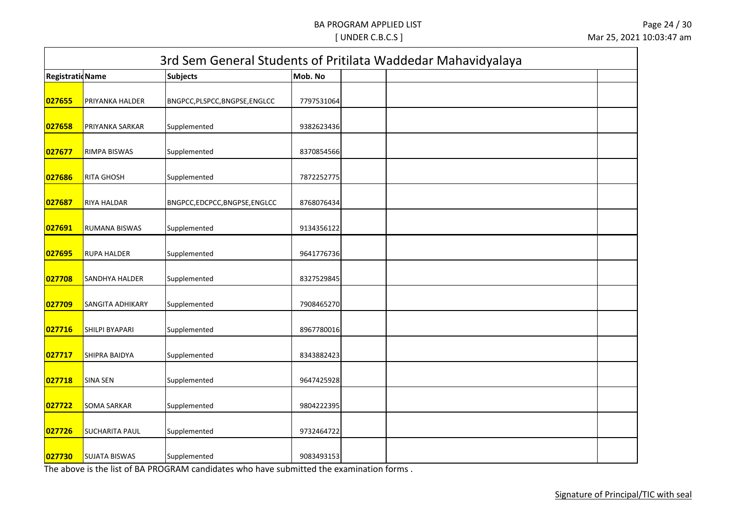# BA PROGRAM APPLIED LIST

[ UNDER C.B.C.S ]

## 3rd Sem General Students of Pritilata Waddedar Mahavidyalaya

| Registratio Name | | Subjects | Mob. No | | | |
|---|---|---|---|---|---|---|
| 027655 | PRIYANKA HALDER | BNGPCC,PLSPCC,BNGPSE,ENGLCC | 7797531064 | | | |
| 027658 | PRIYANKA SARKAR | Supplemented | 9382623436 | | | |
| 027677 | RIMPA BISWAS | Supplemented | 8370854566 | | | |
| 027686 | RITA GHOSH | Supplemented | 7872252775 | | | |
| 027687 | RIYA HALDAR | BNGPCC,EDCPCC,BNGPSE,ENGLCC | 8768076434 | | | |
| 027691 | RUMANA BISWAS | Supplemented | 9134356122 | | | |
| 027695 | RUPA HALDER | Supplemented | 9641776736 | | | |
| 027708 | SANDHYA HALDER | Supplemented | 8327529845 | | | |
| 027709 | SANGITA ADHIKARY | Supplemented | 7908465270 | | | |
| 027716 | SHILPI BYAPARI | Supplemented | 8967780016 | | | |
| 027717 | SHIPRA BAIDYA | Supplemented | 8343882423 | | | |
| 027718 | SINA SEN | Supplemented | 9647425928 | | | |
| 027722 | SOMA SARKAR | Supplemented | 9804222395 | | | |
| 027726 | SUCHARITA PAUL | Supplemented | 9732464722 | | | |
| 027730 | SUJATA BISWAS | Supplemented | 9083493153 | | | |

The above is the list of BA PROGRAM candidates who have submitted the examination forms .

Signature of Principal/TIC with seal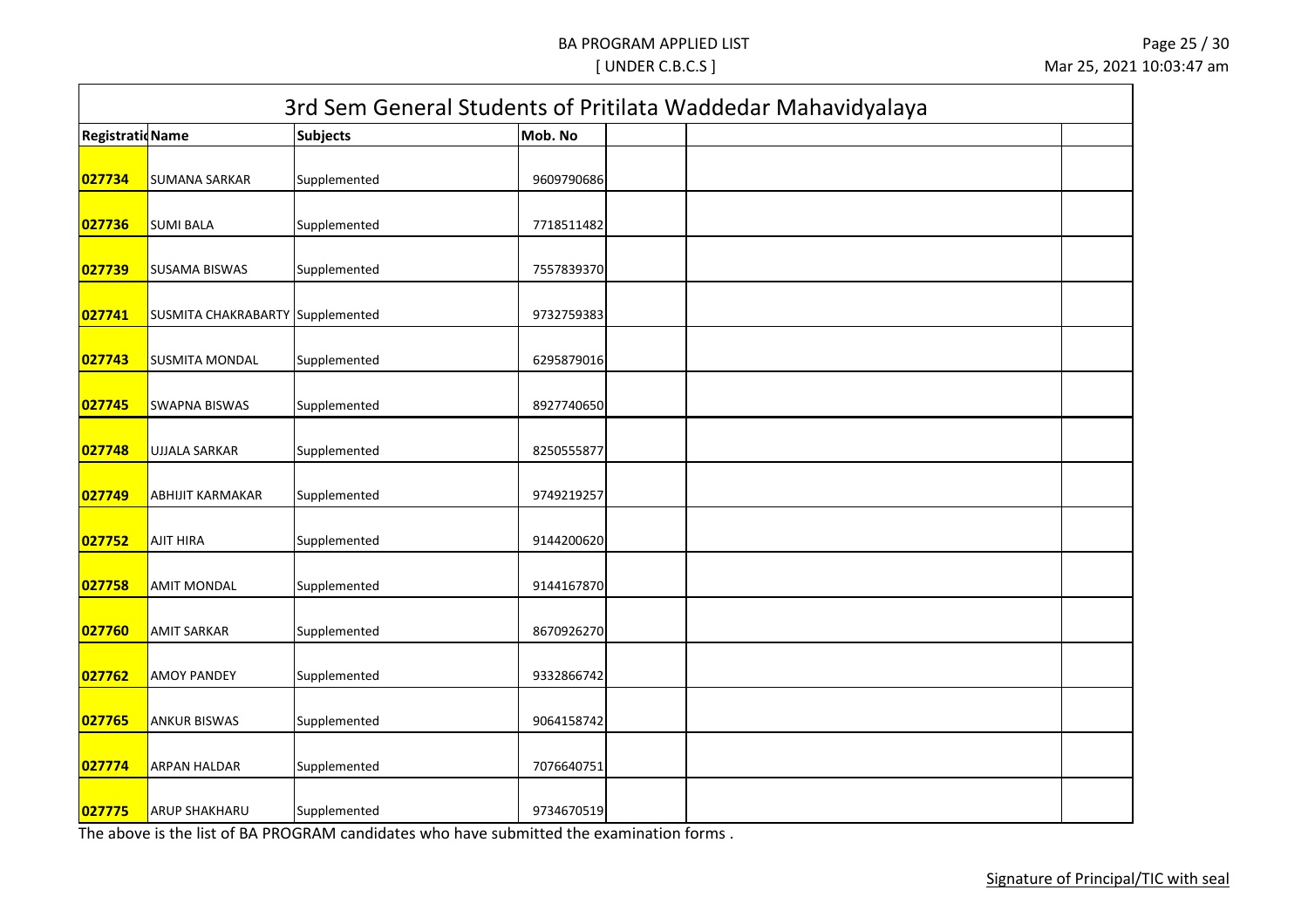# BA PROGRAM APPLIED LIST

[ UNDER C.B.C.S ]

| 3rd Sem General Students of Pritilata Waddedar Mahavidyalaya | | | | | | |
|---|---|---|---|---|---|---|
| Registratio | Name | Subjects | Mob. No | | | |
| 027734 | SUMANA SARKAR | Supplemented | 9609790686 | | | |
| 027736 | SUMI BALA | Supplemented | 7718511482 | | | |
| 027739 | SUSAMA BISWAS | Supplemented | 7557839370 | | | |
| 027741 | SUSMITA CHAKRABARTY | Supplemented | 9732759383 | | | |
| 027743 | SUSMITA MONDAL | Supplemented | 6295879016 | | | |
| 027745 | SWAPNA BISWAS | Supplemented | 8927740650 | | | |
| 027748 | UJJALA SARKAR | Supplemented | 8250555877 | | | |
| 027749 | ABHIJIT KARMAKAR | Supplemented | 9749219257 | | | |
| 027752 | AJIT HIRA | Supplemented | 9144200620 | | | |
| 027758 | AMIT MONDAL | Supplemented | 9144167870 | | | |
| 027760 | AMIT SARKAR | Supplemented | 8670926270 | | | |
| 027762 | AMOY PANDEY | Supplemented | 9332866742 | | | |
| 027765 | ANKUR BISWAS | Supplemented | 9064158742 | | | |
| 027774 | ARPAN HALDAR | Supplemented | 7076640751 | | | |
| 027775 | ARUP SHAKHARU | Supplemented | 9734670519 | | | |

The above is the list of BA PROGRAM candidates who have submitted the examination forms .

Signature of Principal/TIC with seal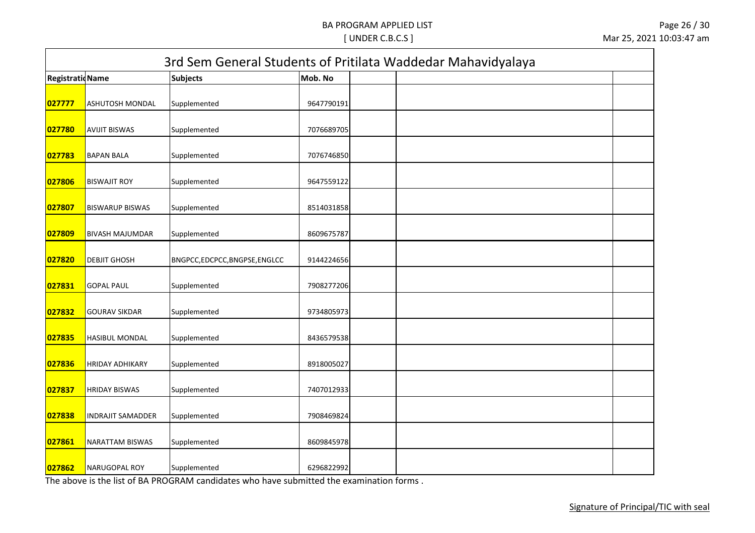BA PROGRAM APPLIED LIST

[ UNDER C.B.C.S ]

Mar 25, 2021 10:03:47 am

## 3rd Sem General Students of Pritilata Waddedar Mahavidyalaya

| Registratio | Name | Subjects | Mob. No | | | |
|---|---|---|---|---|---|---|
| 027777 | ASHUTOSH MONDAL | Supplemented | 9647790191 | | | |
| 027780 | AVIJIT BISWAS | Supplemented | 7076689705 | | | |
| 027783 | BAPAN BALA | Supplemented | 7076746850 | | | |
| 027806 | BISWAJIT ROY | Supplemented | 9647559122 | | | |
| 027807 | BISWARUP BISWAS | Supplemented | 8514031858 | | | |
| 027809 | BIVASH MAJUMDAR | Supplemented | 8609675787 | | | |
| 027820 | DEBJIT GHOSH | BNGPCC,EDCPCC,BNGPSE,ENGLCC | 9144224656 | | | |
| 027831 | GOPAL PAUL | Supplemented | 7908277206 | | | |
| 027832 | GOURAV SIKDAR | Supplemented | 9734805973 | | | |
| 027835 | HASIBUL MONDAL | Supplemented | 8436579538 | | | |
| 027836 | HRIDAY ADHIKARY | Supplemented | 8918005027 | | | |
| 027837 | HRIDAY BISWAS | Supplemented | 7407012933 | | | |
| 027838 | INDRAJIT SAMADDER | Supplemented | 7908469824 | | | |
| 027861 | NARATTAM BISWAS | Supplemented | 8609845978 | | | |
| 027862 | NARUGOPAL ROY | Supplemented | 6296822992 | | | |

The above is the list of BA PROGRAM candidates who have submitted the examination forms .

Signature of Principal/TIC with seal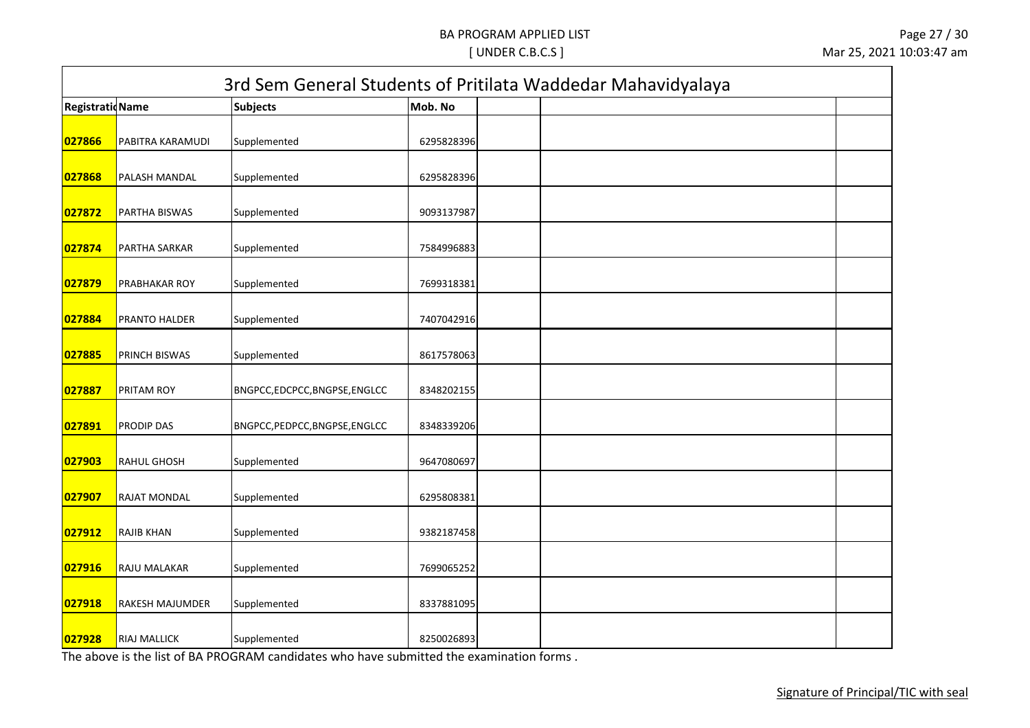BA PROGRAM APPLIED LIST

[ UNDER C.B.C.S ]

## 3rd Sem General Students of Pritilata Waddedar Mahavidyalaya

| Registratio Name | | Subjects | Mob. No | | | |
|---|---|---|---|---|---|---|
| 027866 | PABITRA KARAMUDI | Supplemented | 6295828396 | | | |
| 027868 | PALASH MANDAL | Supplemented | 6295828396 | | | |
| 027872 | PARTHA BISWAS | Supplemented | 9093137987 | | | |
| 027874 | PARTHA SARKAR | Supplemented | 7584996883 | | | |
| 027879 | PRABHAKAR ROY | Supplemented | 7699318381 | | | |
| 027884 | PRANTO HALDER | Supplemented | 7407042916 | | | |
| 027885 | PRINCH BISWAS | Supplemented | 8617578063 | | | |
| 027887 | PRITAM ROY | BNGPCC,EDCPCC,BNGPSE,ENGLCC | 8348202155 | | | |
| 027891 | PRODIP DAS | BNGPCC,PEDPCC,BNGPSE,ENGLCC | 8348339206 | | | |
| 027903 | RAHUL GHOSH | Supplemented | 9647080697 | | | |
| 027907 | RAJAT MONDAL | Supplemented | 6295808381 | | | |
| 027912 | RAJIB KHAN | Supplemented | 9382187458 | | | |
| 027916 | RAJU MALAKAR | Supplemented | 7699065252 | | | |
| 027918 | RAKESH MAJUMDER | Supplemented | 8337881095 | | | |
| 027928 | RIAJ MALLICK | Supplemented | 8250026893 | | | |

The above is the list of BA PROGRAM candidates who have submitted the examination forms .

Signature of Principal/TIC with seal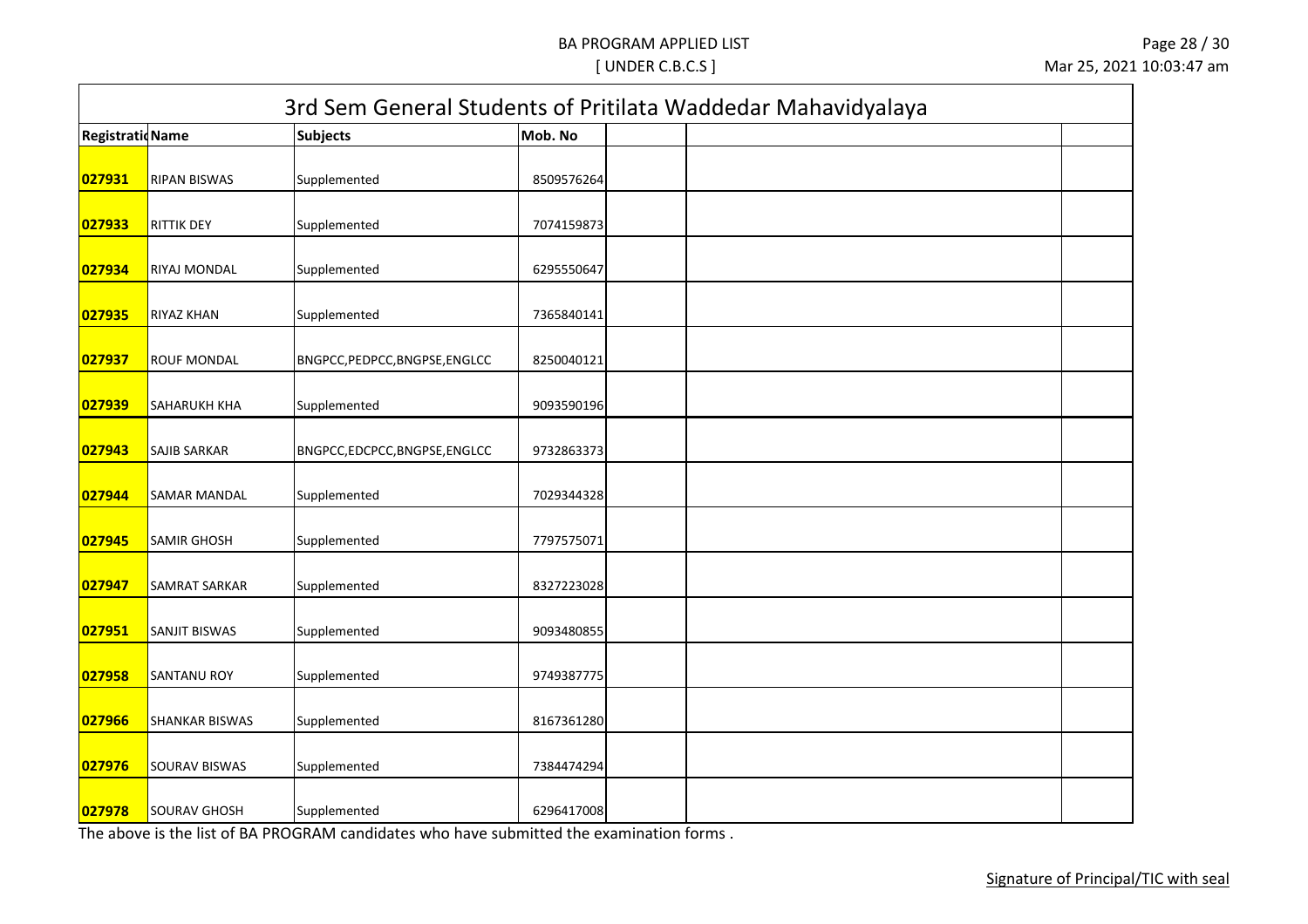## 3rd Sem General Students of Pritilata Waddedar Mahavidyalaya

| Registratio | Name | Subjects | Mob. No | | | |
|---|---|---|---|---|---|---|
| 027931 | RIPAN BISWAS | Supplemented | 8509576264 | | | |
| 027933 | RITTIK DEY | Supplemented | 7074159873 | | | |
| 027934 | RIYAJ MONDAL | Supplemented | 6295550647 | | | |
| 027935 | RIYAZ KHAN | Supplemented | 7365840141 | | | |
| 027937 | ROUF MONDAL | BNGPCC,PEDPCC,BNGPSE,ENGLCC | 8250040121 | | | |
| 027939 | SAHARUKH KHA | Supplemented | 9093590196 | | | |
| 027943 | SAJIB SARKAR | BNGPCC,EDCPCC,BNGPSE,ENGLCC | 9732863373 | | | |
| 027944 | SAMAR MANDAL | Supplemented | 7029344328 | | | |
| 027945 | SAMIR GHOSH | Supplemented | 7797575071 | | | |
| 027947 | SAMRAT SARKAR | Supplemented | 8327223028 | | | |
| 027951 | SANJIT BISWAS | Supplemented | 9093480855 | | | |
| 027958 | SANTANU ROY | Supplemented | 9749387775 | | | |
| 027966 | SHANKAR BISWAS | Supplemented | 8167361280 | | | |
| 027976 | SOURAV BISWAS | Supplemented | 7384474294 | | | |
| 027978 | SOURAV GHOSH | Supplemented | 6296417008 | | | |

The above is the list of BA PROGRAM candidates who have submitted the examination forms .

Signature of Principal/TIC with seal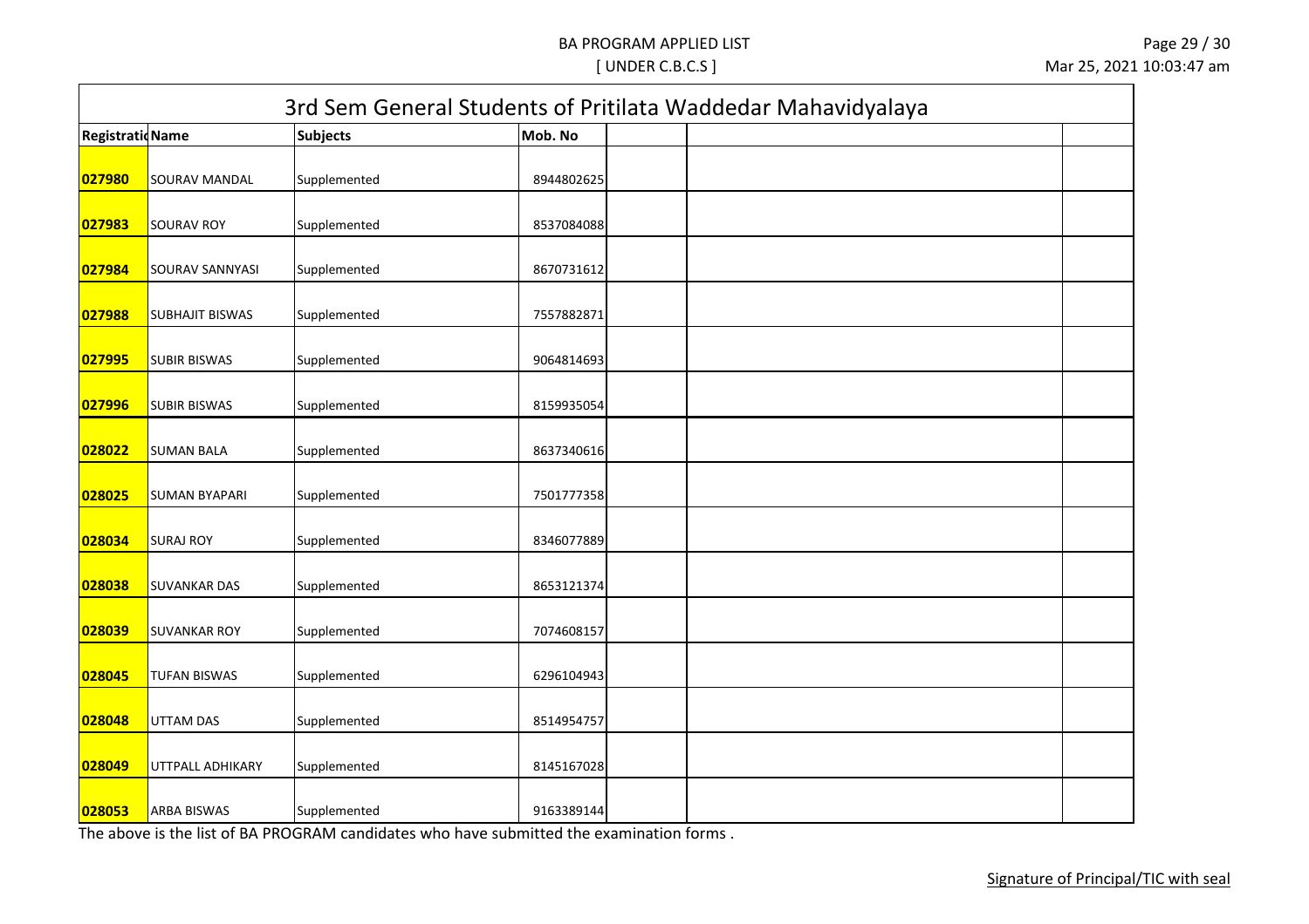## 3rd Sem General Students of Pritilata Waddedar Mahavidyalaya

| Registratio | Name | Subjects | Mob. No | | | |
|---|---|---|---|---|---|---|
| 027980 | SOURAV MANDAL | Supplemented | 8944802625 | | | |
| 027983 | SOURAV ROY | Supplemented | 8537084088 | | | |
| 027984 | SOURAV SANNYASI | Supplemented | 8670731612 | | | |
| 027988 | SUBHAJIT BISWAS | Supplemented | 7557882871 | | | |
| 027995 | SUBIR BISWAS | Supplemented | 9064814693 | | | |
| 027996 | SUBIR BISWAS | Supplemented | 8159935054 | | | |
| 028022 | SUMAN BALA | Supplemented | 8637340616 | | | |
| 028025 | SUMAN BYAPARI | Supplemented | 7501777358 | | | |
| 028034 | SURAJ ROY | Supplemented | 8346077889 | | | |
| 028038 | SUVANKAR DAS | Supplemented | 8653121374 | | | |
| 028039 | SUVANKAR ROY | Supplemented | 7074608157 | | | |
| 028045 | TUFAN BISWAS | Supplemented | 6296104943 | | | |
| 028048 | UTTAM DAS | Supplemented | 8514954757 | | | |
| 028049 | UTTPALL ADHIKARY | Supplemented | 8145167028 | | | |
| 028053 | ARBA BISWAS | Supplemented | 9163389144 | | | |

The above is the list of BA PROGRAM candidates who have submitted the examination forms .

Signature of Principal/TIC with seal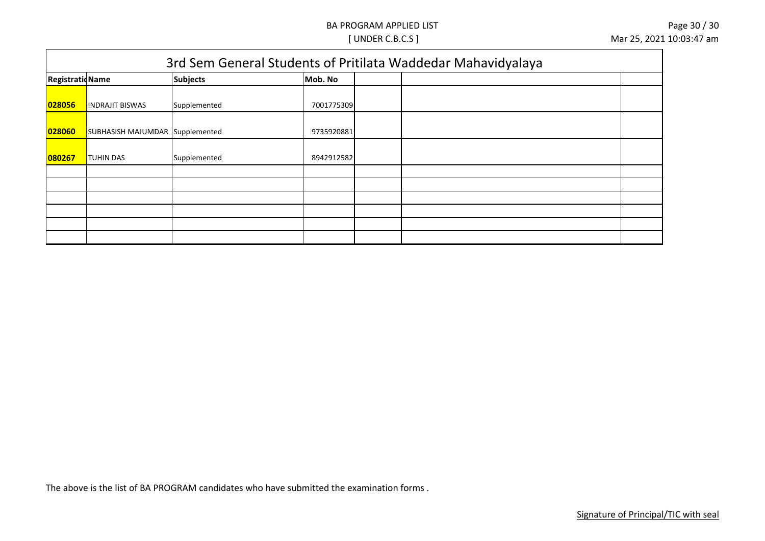BA PROGRAM APPLIED LIST

[ UNDER C.B.C.S ]

Mar 25, 2021 10:03:47 am

| 3rd Sem General Students of Pritilata Waddedar Mahavidyalaya | | | | | | |
|---|---|---|---|---|---|---|
| **Registratio** | **Name** | **Subjects** | **Mob. No** | | | |
| **028056** | INDRAJIT BISWAS | Supplemented | 7001775309 | | | |
| **028060** | SUBHASISH MAJUMDAR | Supplemented | 9735920881 | | | |
| **080267** | TUHIN DAS | Supplemented | 8942912582 | | | |
| | | | | | | |
| | | | | | | |
| | | | | | | |
| | | | | | | |
| | | | | | | |
| | | | | | | |

The above is the list of BA PROGRAM candidates who have submitted the examination forms .

Signature of Principal/TIC with seal